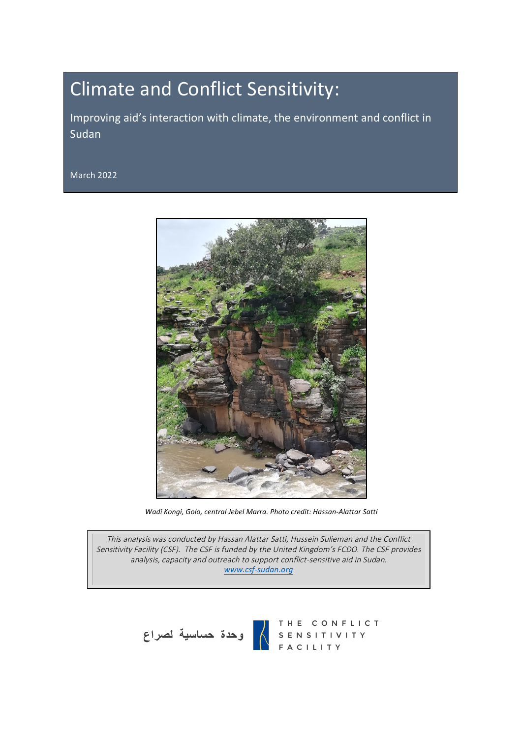# Climate and Conflict Sensitivity:

Improving aid's interaction with climate, the environment and conflict in Sudan

March 2022

*Wadi Kongi, Golo, central Jebel Marra. Photo credit: Hassan-Alattar Satti*

*This analysis was conducted by Hassan Alattar Satti, Hussein Sulieman and the Conflict Sensitivity Facility (CSF). The CSF is funded by the United Kingdom's FCDO. The CSF provides analysis, capacity and outreach to support conflict-sensitive aid in Sudan.* [www.csf-sudan.org](http://www.csf-sudan.org)

وحدة حساسية لصراع

THE CONFLICT SENSITIVITY FACILITY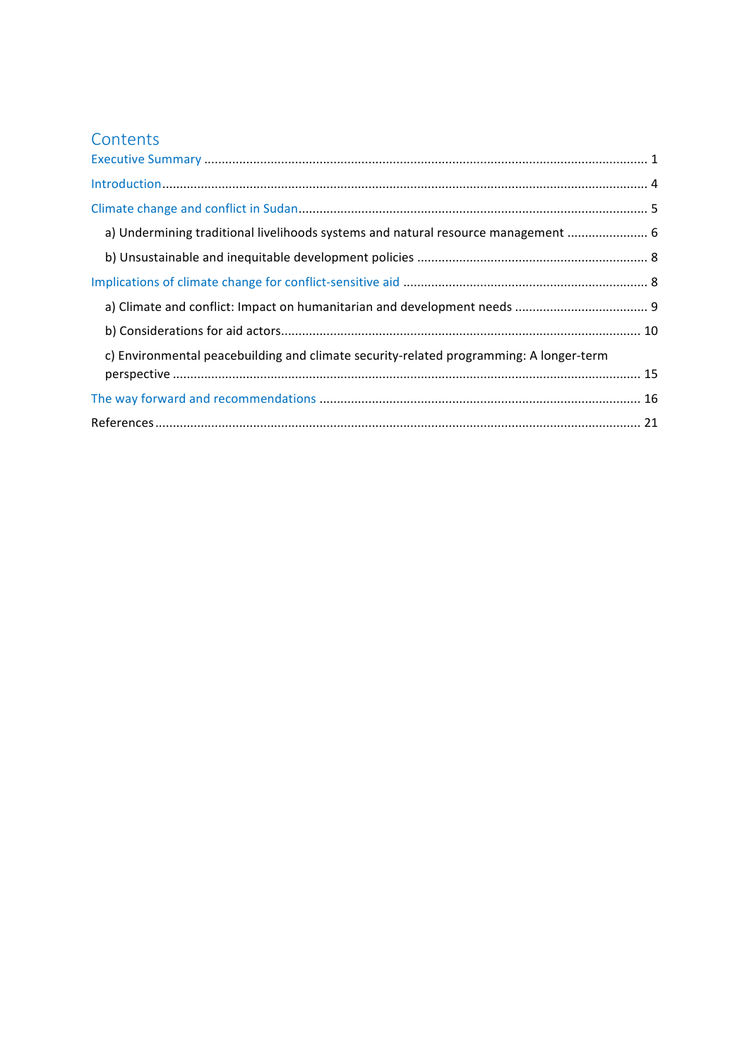# Contents

Executive Summary ........................................................................................................................ 1

Introduction ................................................................................................................................... 4

Climate change and conflict in Sudan ........................................................................................... 5

- a) Undermining traditional livelihoods systems and natural resource management ....................... 6
- b) Unsustainable and inequitable development policies ................................................................. 8

Implications of climate change for conflict-sensitive aid ................................................................ 8

- a) Climate and conflict: Impact on humanitarian and development needs ..................................... 9
- b) Considerations for aid actors ...................................................................................................... 10
- c) Environmental peacebuilding and climate security-related programming: A longer-term perspective ..................................................................................................................................... 15

The way forward and recommendations ....................................................................................... 16

References ..................................................................................................................................... 21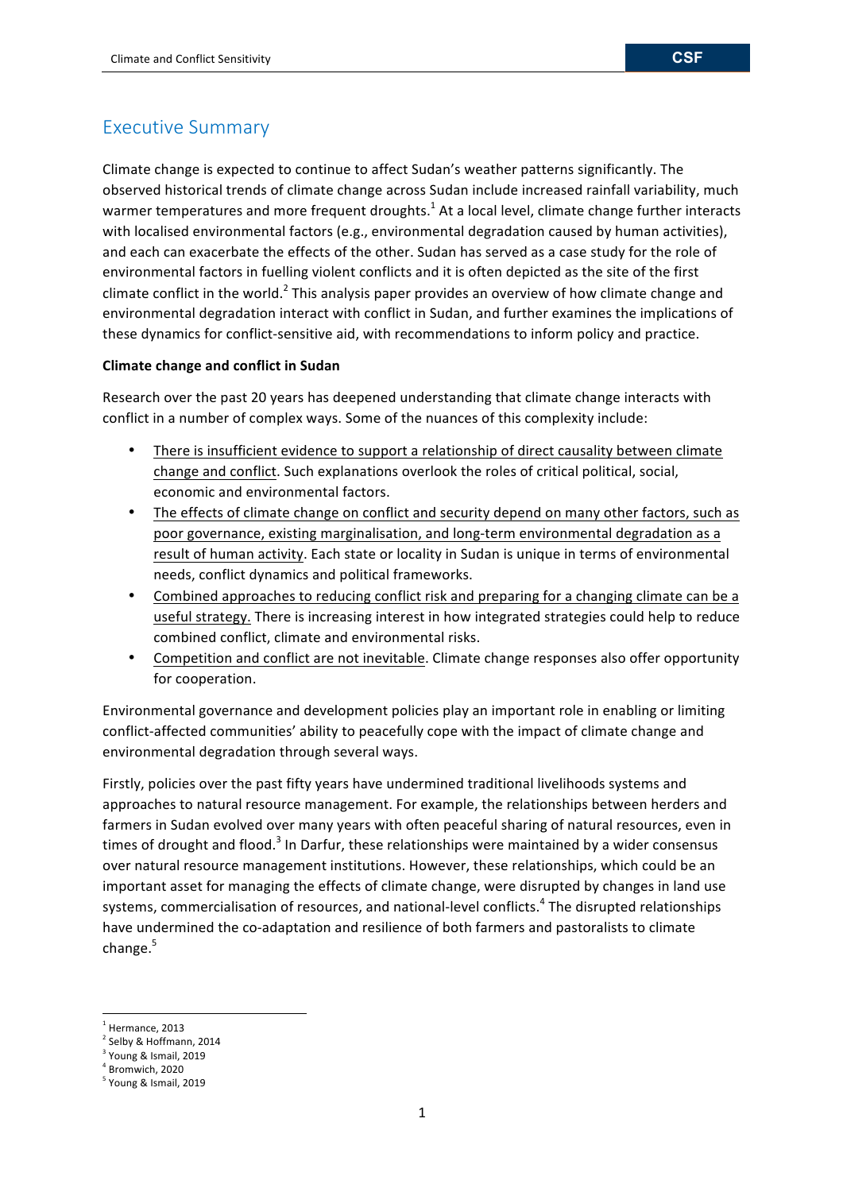# Executive Summary

Climate change is expected to continue to affect Sudan's weather patterns significantly. The observed historical trends of climate change across Sudan include increased rainfall variability, much warmer temperatures and more frequent droughts.[1] At a local level, climate change further interacts with localised environmental factors (e.g., environmental degradation caused by human activities), and each can exacerbate the effects of the other. Sudan has served as a case study for the role of environmental factors in fuelling violent conflicts and it is often depicted as the site of the first climate conflict in the world.[2] This analysis paper provides an overview of how climate change and environmental degradation interact with conflict in Sudan, and further examines the implications of these dynamics for conflict-sensitive aid, with recommendations to inform policy and practice.

**Climate change and conflict in Sudan**

Research over the past 20 years has deepened understanding that climate change interacts with conflict in a number of complex ways. Some of the nuances of this complexity include:

- <u>There is insufficient evidence to support a relationship of direct causality between climate change and conflict</u>. Such explanations overlook the roles of critical political, social, economic and environmental factors.
- <u>The effects of climate change on conflict and security depend on many other factors, such as poor governance, existing marginalisation, and long-term environmental degradation as a result of human activity</u>. Each state or locality in Sudan is unique in terms of environmental needs, conflict dynamics and political frameworks.
- <u>Combined approaches to reducing conflict risk and preparing for a changing climate can be a useful strategy.</u> There is increasing interest in how integrated strategies could help to reduce combined conflict, climate and environmental risks.
- <u>Competition and conflict are not inevitable</u>. Climate change responses also offer opportunity for cooperation.

Environmental governance and development policies play an important role in enabling or limiting conflict-affected communities' ability to peacefully cope with the impact of climate change and environmental degradation through several ways.

Firstly, policies over the past fifty years have undermined traditional livelihoods systems and approaches to natural resource management. For example, the relationships between herders and farmers in Sudan evolved over many years with often peaceful sharing of natural resources, even in times of drought and flood.[3] In Darfur, these relationships were maintained by a wider consensus over natural resource management institutions. However, these relationships, which could be an important asset for managing the effects of climate change, were disrupted by changes in land use systems, commercialisation of resources, and national-level conflicts.[4] The disrupted relationships have undermined the co-adaptation and resilience of both farmers and pastoralists to climate change.[5]

---

[1] Hermance, 2013
[2] Selby & Hoffmann, 2014
[3] Young & Ismail, 2019
[4] Bromwich, 2020
[5] Young & Ismail, 2019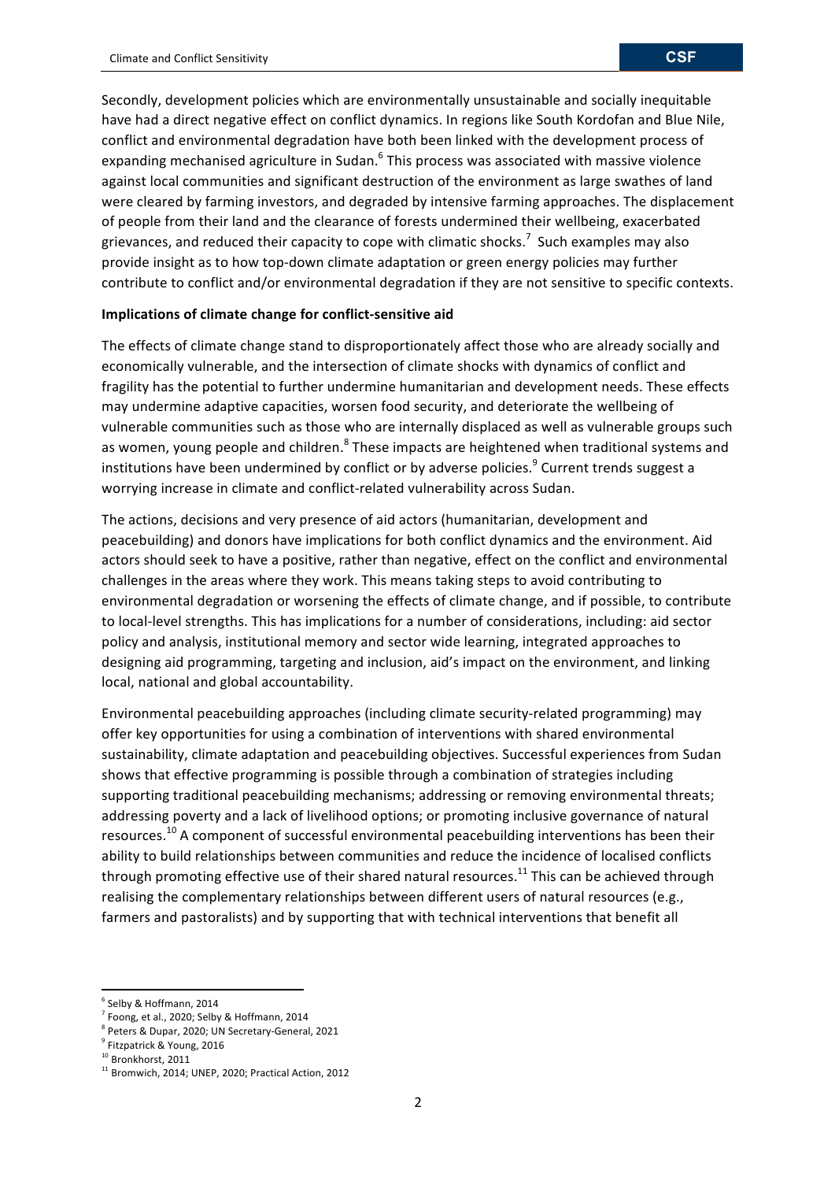Secondly, development policies which are environmentally unsustainable and socially inequitable have had a direct negative effect on conflict dynamics. In regions like South Kordofan and Blue Nile, conflict and environmental degradation have both been linked with the development process of expanding mechanised agriculture in Sudan.[6] This process was associated with massive violence against local communities and significant destruction of the environment as large swathes of land were cleared by farming investors, and degraded by intensive farming approaches. The displacement of people from their land and the clearance of forests undermined their wellbeing, exacerbated grievances, and reduced their capacity to cope with climatic shocks.[7] Such examples may also provide insight as to how top-down climate adaptation or green energy policies may further contribute to conflict and/or environmental degradation if they are not sensitive to specific contexts.

**Implications of climate change for conflict-sensitive aid**

The effects of climate change stand to disproportionately affect those who are already socially and economically vulnerable, and the intersection of climate shocks with dynamics of conflict and fragility has the potential to further undermine humanitarian and development needs. These effects may undermine adaptive capacities, worsen food security, and deteriorate the wellbeing of vulnerable communities such as those who are internally displaced as well as vulnerable groups such as women, young people and children.[8] These impacts are heightened when traditional systems and institutions have been undermined by conflict or by adverse policies.[9] Current trends suggest a worrying increase in climate and conflict-related vulnerability across Sudan.

The actions, decisions and very presence of aid actors (humanitarian, development and peacebuilding) and donors have implications for both conflict dynamics and the environment. Aid actors should seek to have a positive, rather than negative, effect on the conflict and environmental challenges in the areas where they work. This means taking steps to avoid contributing to environmental degradation or worsening the effects of climate change, and if possible, to contribute to local-level strengths. This has implications for a number of considerations, including: aid sector policy and analysis, institutional memory and sector wide learning, integrated approaches to designing aid programming, targeting and inclusion, aid's impact on the environment, and linking local, national and global accountability.

Environmental peacebuilding approaches (including climate security-related programming) may offer key opportunities for using a combination of interventions with shared environmental sustainability, climate adaptation and peacebuilding objectives. Successful experiences from Sudan shows that effective programming is possible through a combination of strategies including supporting traditional peacebuilding mechanisms; addressing or removing environmental threats; addressing poverty and a lack of livelihood options; or promoting inclusive governance of natural resources.[10] A component of successful environmental peacebuilding interventions has been their ability to build relationships between communities and reduce the incidence of localised conflicts through promoting effective use of their shared natural resources.[11] This can be achieved through realising the complementary relationships between different users of natural resources (e.g., farmers and pastoralists) and by supporting that with technical interventions that benefit all

---

[6] Selby & Hoffmann, 2014
[7] Foong, et al., 2020; Selby & Hoffmann, 2014
[8] Peters & Dupar, 2020; UN Secretary-General, 2021
[9] Fitzpatrick & Young, 2016
[10] Bronkhorst, 2011
[11] Bromwich, 2014; UNEP, 2020; Practical Action, 2012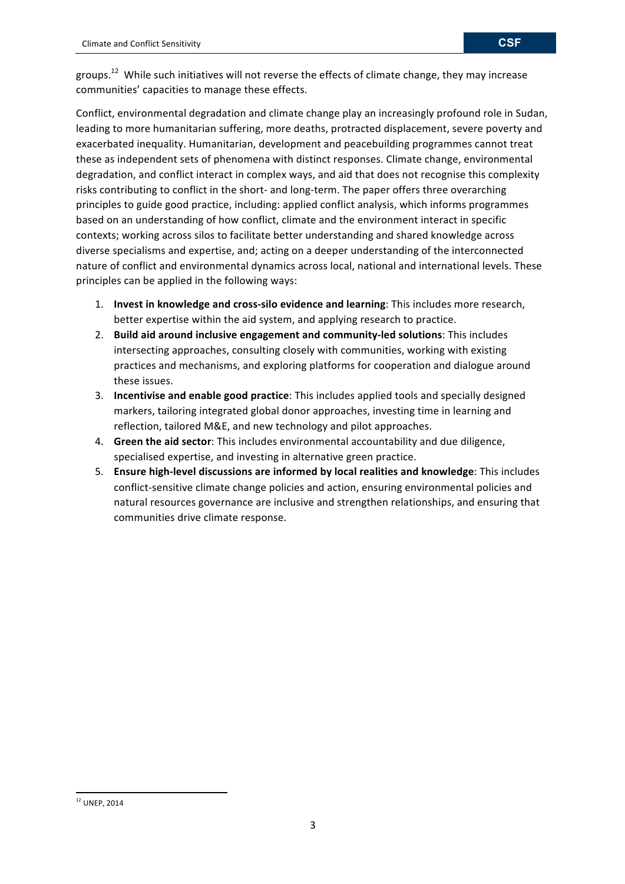groups.[12] While such initiatives will not reverse the effects of climate change, they may increase communities' capacities to manage these effects.

Conflict, environmental degradation and climate change play an increasingly profound role in Sudan, leading to more humanitarian suffering, more deaths, protracted displacement, severe poverty and exacerbated inequality. Humanitarian, development and peacebuilding programmes cannot treat these as independent sets of phenomena with distinct responses. Climate change, environmental degradation, and conflict interact in complex ways, and aid that does not recognise this complexity risks contributing to conflict in the short- and long-term. The paper offers three overarching principles to guide good practice, including: applied conflict analysis, which informs programmes based on an understanding of how conflict, climate and the environment interact in specific contexts; working across silos to facilitate better understanding and shared knowledge across diverse specialisms and expertise, and; acting on a deeper understanding of the interconnected nature of conflict and environmental dynamics across local, national and international levels. These principles can be applied in the following ways:

1. **Invest in knowledge and cross-silo evidence and learning**: This includes more research, better expertise within the aid system, and applying research to practice.
2. **Build aid around inclusive engagement and community-led solutions**: This includes intersecting approaches, consulting closely with communities, working with existing practices and mechanisms, and exploring platforms for cooperation and dialogue around these issues.
3. **Incentivise and enable good practice**: This includes applied tools and specially designed markers, tailoring integrated global donor approaches, investing time in learning and reflection, tailored M&E, and new technology and pilot approaches.
4. **Green the aid sector**: This includes environmental accountability and due diligence, specialised expertise, and investing in alternative green practice.
5. **Ensure high-level discussions are informed by local realities and knowledge**: This includes conflict-sensitive climate change policies and action, ensuring environmental policies and natural resources governance are inclusive and strengthen relationships, and ensuring that communities drive climate response.

[12] UNEP, 2014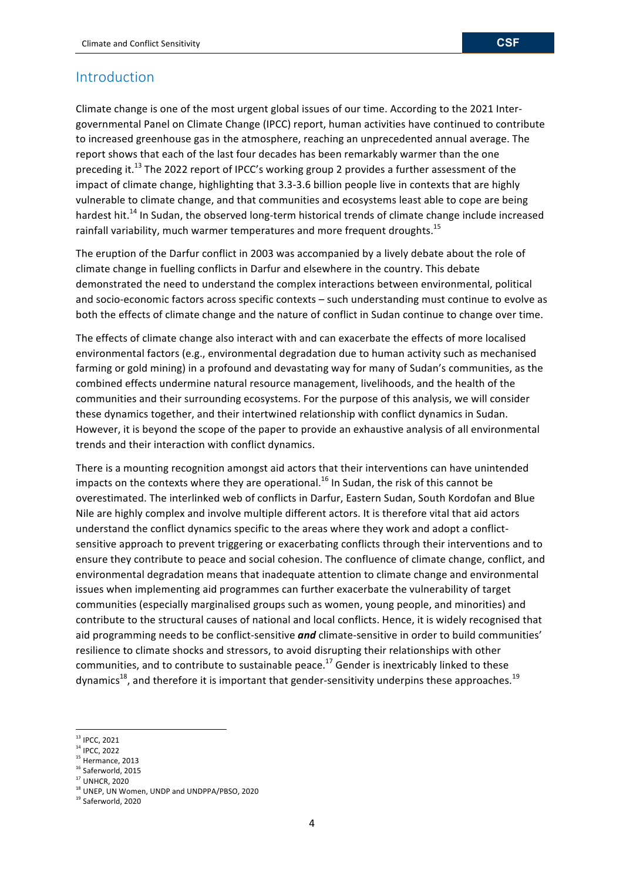## Introduction

Climate change is one of the most urgent global issues of our time. According to the 2021 Inter-governmental Panel on Climate Change (IPCC) report, human activities have continued to contribute to increased greenhouse gas in the atmosphere, reaching an unprecedented annual average. The report shows that each of the last four decades has been remarkably warmer than the one preceding it.[13] The 2022 report of IPCC's working group 2 provides a further assessment of the impact of climate change, highlighting that 3.3-3.6 billion people live in contexts that are highly vulnerable to climate change, and that communities and ecosystems least able to cope are being hardest hit.[14] In Sudan, the observed long-term historical trends of climate change include increased rainfall variability, much warmer temperatures and more frequent droughts.[15]

The eruption of the Darfur conflict in 2003 was accompanied by a lively debate about the role of climate change in fuelling conflicts in Darfur and elsewhere in the country. This debate demonstrated the need to understand the complex interactions between environmental, political and socio-economic factors across specific contexts – such understanding must continue to evolve as both the effects of climate change and the nature of conflict in Sudan continue to change over time.

The effects of climate change also interact with and can exacerbate the effects of more localised environmental factors (e.g., environmental degradation due to human activity such as mechanised farming or gold mining) in a profound and devastating way for many of Sudan's communities, as the combined effects undermine natural resource management, livelihoods, and the health of the communities and their surrounding ecosystems. For the purpose of this analysis, we will consider these dynamics together, and their intertwined relationship with conflict dynamics in Sudan. However, it is beyond the scope of the paper to provide an exhaustive analysis of all environmental trends and their interaction with conflict dynamics.

There is a mounting recognition amongst aid actors that their interventions can have unintended impacts on the contexts where they are operational.[16] In Sudan, the risk of this cannot be overestimated. The interlinked web of conflicts in Darfur, Eastern Sudan, South Kordofan and Blue Nile are highly complex and involve multiple different actors. It is therefore vital that aid actors understand the conflict dynamics specific to the areas where they work and adopt a conflict-sensitive approach to prevent triggering or exacerbating conflicts through their interventions and to ensure they contribute to peace and social cohesion. The confluence of climate change, conflict, and environmental degradation means that inadequate attention to climate change and environmental issues when implementing aid programmes can further exacerbate the vulnerability of target communities (especially marginalised groups such as women, young people, and minorities) and contribute to the structural causes of national and local conflicts. Hence, it is widely recognised that aid programming needs to be conflict-sensitive ***and*** climate-sensitive in order to build communities' resilience to climate shocks and stressors, to avoid disrupting their relationships with other communities, and to contribute to sustainable peace.[17] Gender is inextricably linked to these dynamics[18], and therefore it is important that gender-sensitivity underpins these approaches.[19]

---

[13] IPCC, 2021
[14] IPCC, 2022
[15] Hermance, 2013
[16] Saferworld, 2015
[17] UNHCR, 2020
[18] UNEP, UN Women, UNDP and UNDPPA/PBSO, 2020
[19] Saferworld, 2020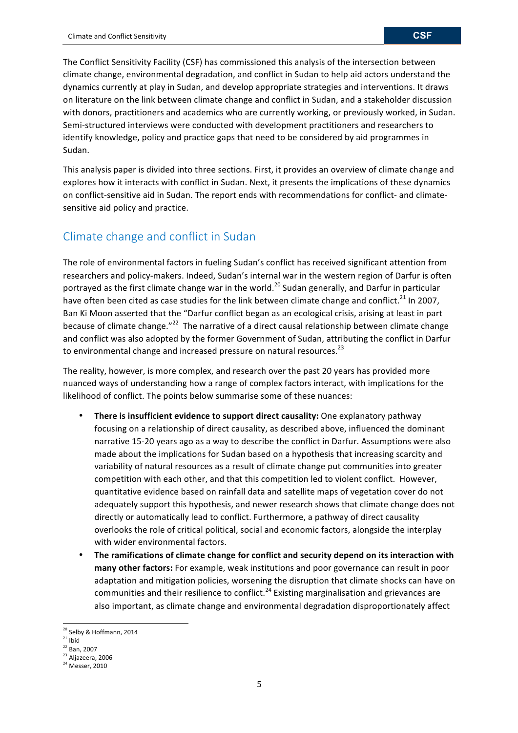The Conflict Sensitivity Facility (CSF) has commissioned this analysis of the intersection between climate change, environmental degradation, and conflict in Sudan to help aid actors understand the dynamics currently at play in Sudan, and develop appropriate strategies and interventions. It draws on literature on the link between climate change and conflict in Sudan, and a stakeholder discussion with donors, practitioners and academics who are currently working, or previously worked, in Sudan. Semi-structured interviews were conducted with development practitioners and researchers to identify knowledge, policy and practice gaps that need to be considered by aid programmes in Sudan.

This analysis paper is divided into three sections. First, it provides an overview of climate change and explores how it interacts with conflict in Sudan. Next, it presents the implications of these dynamics on conflict-sensitive aid in Sudan. The report ends with recommendations for conflict- and climate-sensitive aid policy and practice.

## Climate change and conflict in Sudan

The role of environmental factors in fueling Sudan's conflict has received significant attention from researchers and policy-makers. Indeed, Sudan's internal war in the western region of Darfur is often portrayed as the first climate change war in the world.[20] Sudan generally, and Darfur in particular have often been cited as case studies for the link between climate change and conflict.[21] In 2007, Ban Ki Moon asserted that the "Darfur conflict began as an ecological crisis, arising at least in part because of climate change."[22] The narrative of a direct causal relationship between climate change and conflict was also adopted by the former Government of Sudan, attributing the conflict in Darfur to environmental change and increased pressure on natural resources.[23]

The reality, however, is more complex, and research over the past 20 years has provided more nuanced ways of understanding how a range of complex factors interact, with implications for the likelihood of conflict. The points below summarise some of these nuances:

- **There is insufficient evidence to support direct causality:** One explanatory pathway focusing on a relationship of direct causality, as described above, influenced the dominant narrative 15-20 years ago as a way to describe the conflict in Darfur. Assumptions were also made about the implications for Sudan based on a hypothesis that increasing scarcity and variability of natural resources as a result of climate change put communities into greater competition with each other, and that this competition led to violent conflict. However, quantitative evidence based on rainfall data and satellite maps of vegetation cover do not adequately support this hypothesis, and newer research shows that climate change does not directly or automatically lead to conflict. Furthermore, a pathway of direct causality overlooks the role of critical political, social and economic factors, alongside the interplay with wider environmental factors.
- **The ramifications of climate change for conflict and security depend on its interaction with many other factors:** For example, weak institutions and poor governance can result in poor adaptation and mitigation policies, worsening the disruption that climate shocks can have on communities and their resilience to conflict.[24] Existing marginalisation and grievances are also important, as climate change and environmental degradation disproportionately affect

[20] Selby & Hoffmann, 2014
[21] Ibid
[22] Ban, 2007
[23] Aljazeera, 2006
[24] Messer, 2010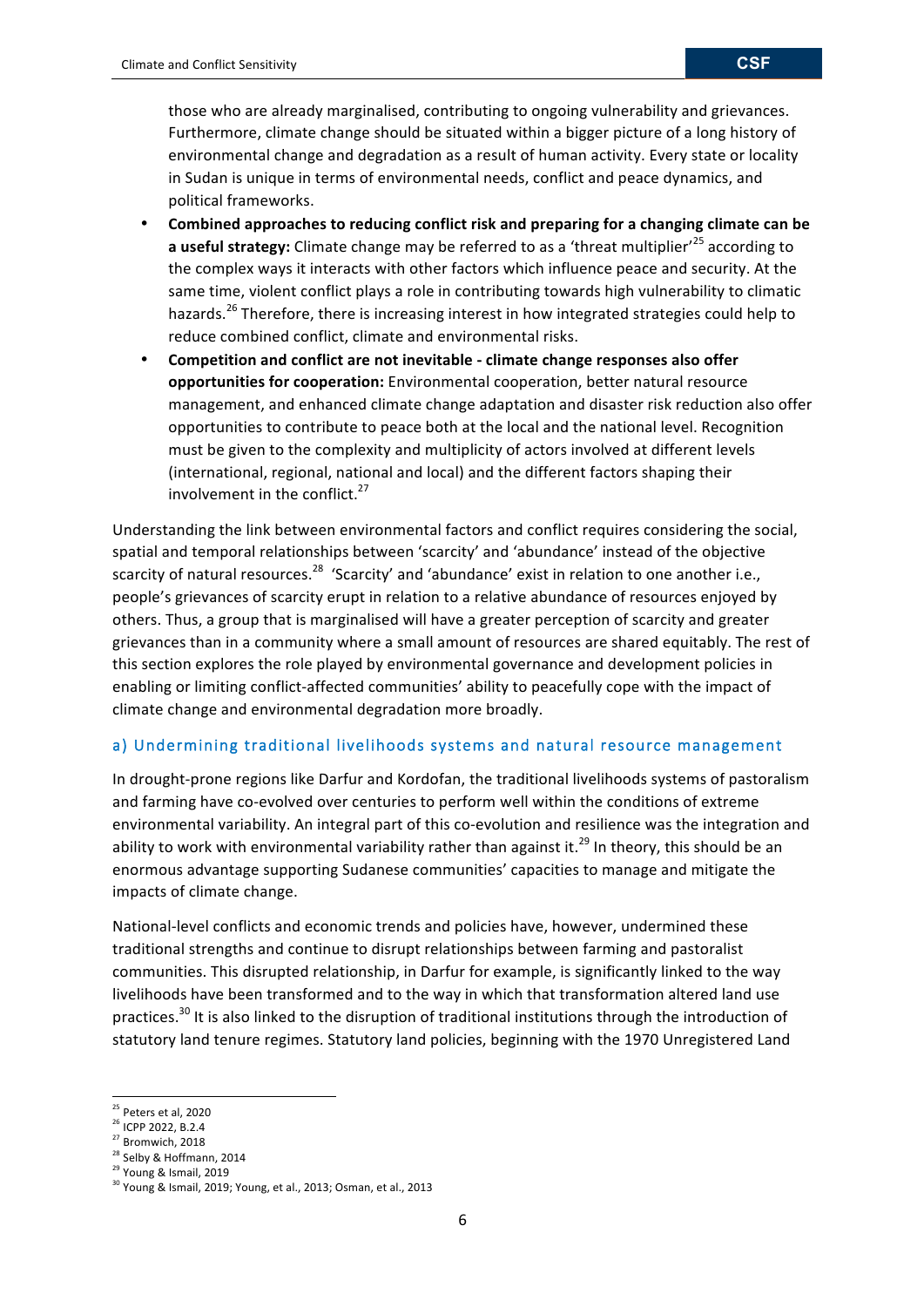those who are already marginalised, contributing to ongoing vulnerability and grievances. Furthermore, climate change should be situated within a bigger picture of a long history of environmental change and degradation as a result of human activity. Every state or locality in Sudan is unique in terms of environmental needs, conflict and peace dynamics, and political frameworks.

- **Combined approaches to reducing conflict risk and preparing for a changing climate can be a useful strategy:** Climate change may be referred to as a 'threat multiplier'[25] according to the complex ways it interacts with other factors which influence peace and security. At the same time, violent conflict plays a role in contributing towards high vulnerability to climatic hazards.[26] Therefore, there is increasing interest in how integrated strategies could help to reduce combined conflict, climate and environmental risks.
- **Competition and conflict are not inevitable - climate change responses also offer opportunities for cooperation:** Environmental cooperation, better natural resource management, and enhanced climate change adaptation and disaster risk reduction also offer opportunities to contribute to peace both at the local and the national level. Recognition must be given to the complexity and multiplicity of actors involved at different levels (international, regional, national and local) and the different factors shaping their involvement in the conflict.[27]

Understanding the link between environmental factors and conflict requires considering the social, spatial and temporal relationships between 'scarcity' and 'abundance' instead of the objective scarcity of natural resources.[28] 'Scarcity' and 'abundance' exist in relation to one another i.e., people's grievances of scarcity erupt in relation to a relative abundance of resources enjoyed by others. Thus, a group that is marginalised will have a greater perception of scarcity and greater grievances than in a community where a small amount of resources are shared equitably. The rest of this section explores the role played by environmental governance and development policies in enabling or limiting conflict-affected communities' ability to peacefully cope with the impact of climate change and environmental degradation more broadly.

### a) Undermining traditional livelihoods systems and natural resource management

In drought-prone regions like Darfur and Kordofan, the traditional livelihoods systems of pastoralism and farming have co-evolved over centuries to perform well within the conditions of extreme environmental variability. An integral part of this co-evolution and resilience was the integration and ability to work with environmental variability rather than against it.[29] In theory, this should be an enormous advantage supporting Sudanese communities' capacities to manage and mitigate the impacts of climate change.

National-level conflicts and economic trends and policies have, however, undermined these traditional strengths and continue to disrupt relationships between farming and pastoralist communities. This disrupted relationship, in Darfur for example, is significantly linked to the way livelihoods have been transformed and to the way in which that transformation altered land use practices.[30] It is also linked to the disruption of traditional institutions through the introduction of statutory land tenure regimes. Statutory land policies, beginning with the 1970 Unregistered Land

[25] Peters et al, 2020
[26] ICPP 2022, B.2.4
[27] Bromwich, 2018
[28] Selby & Hoffmann, 2014
[29] Young & Ismail, 2019
[30] Young & Ismail, 2019; Young, et al., 2013; Osman, et al., 2013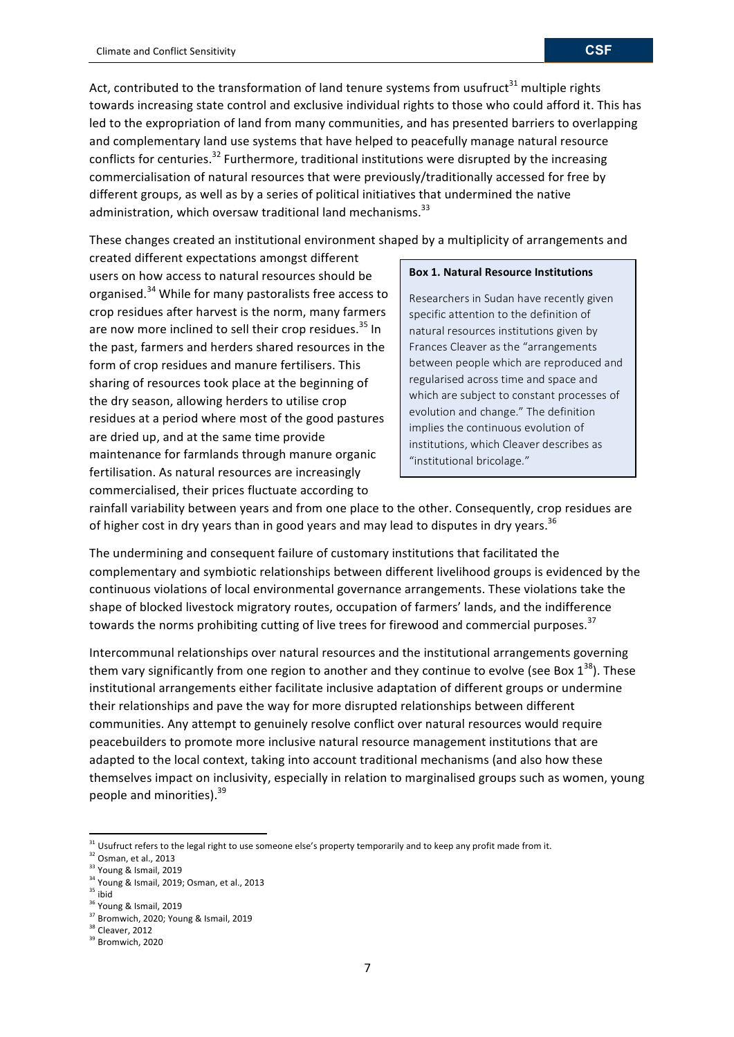Act, contributed to the transformation of land tenure systems from usufruct[31] multiple rights towards increasing state control and exclusive individual rights to those who could afford it. This has led to the expropriation of land from many communities, and has presented barriers to overlapping and complementary land use systems that have helped to peacefully manage natural resource conflicts for centuries.[32] Furthermore, traditional institutions were disrupted by the increasing commercialisation of natural resources that were previously/traditionally accessed for free by different groups, as well as by a series of political initiatives that undermined the native administration, which oversaw traditional land mechanisms.[33]

These changes created an institutional environment shaped by a multiplicity of arrangements and created different expectations amongst different users on how access to natural resources should be organised.[34] While for many pastoralists free access to crop residues after harvest is the norm, many farmers are now more inclined to sell their crop residues.[35] In the past, farmers and herders shared resources in the form of crop residues and manure fertilisers. This sharing of resources took place at the beginning of the dry season, allowing herders to utilise crop residues at a period where most of the good pastures are dried up, and at the same time provide maintenance for farmlands through manure organic fertilisation. As natural resources are increasingly commercialised, their prices fluctuate according to rainfall variability between years and from one place to the other. Consequently, crop residues are of higher cost in dry years than in good years and may lead to disputes in dry years.[36]

> **Box 1. Natural Resource Institutions**
>
> Researchers in Sudan have recently given specific attention to the definition of natural resources institutions given by Frances Cleaver as the "arrangements between people which are reproduced and regularised across time and space and which are subject to constant processes of evolution and change." The definition implies the continuous evolution of institutions, which Cleaver describes as "institutional bricolage."

The undermining and consequent failure of customary institutions that facilitated the complementary and symbiotic relationships between different livelihood groups is evidenced by the continuous violations of local environmental governance arrangements. These violations take the shape of blocked livestock migratory routes, occupation of farmers' lands, and the indifference towards the norms prohibiting cutting of live trees for firewood and commercial purposes.[37]

Intercommunal relationships over natural resources and the institutional arrangements governing them vary significantly from one region to another and they continue to evolve (see Box 1[38]). These institutional arrangements either facilitate inclusive adaptation of different groups or undermine their relationships and pave the way for more disrupted relationships between different communities. Any attempt to genuinely resolve conflict over natural resources would require peacebuilders to promote more inclusive natural resource management institutions that are adapted to the local context, taking into account traditional mechanisms (and also how these themselves impact on inclusivity, especially in relation to marginalised groups such as women, young people and minorities).[39]

---

[31] Usufruct refers to the legal right to use someone else's property temporarily and to keep any profit made from it.
[32] Osman, et al., 2013
[33] Young & Ismail, 2019
[34] Young & Ismail, 2019; Osman, et al., 2013
[35] ibid
[36] Young & Ismail, 2019
[37] Bromwich, 2020; Young & Ismail, 2019
[38] Cleaver, 2012
[39] Bromwich, 2020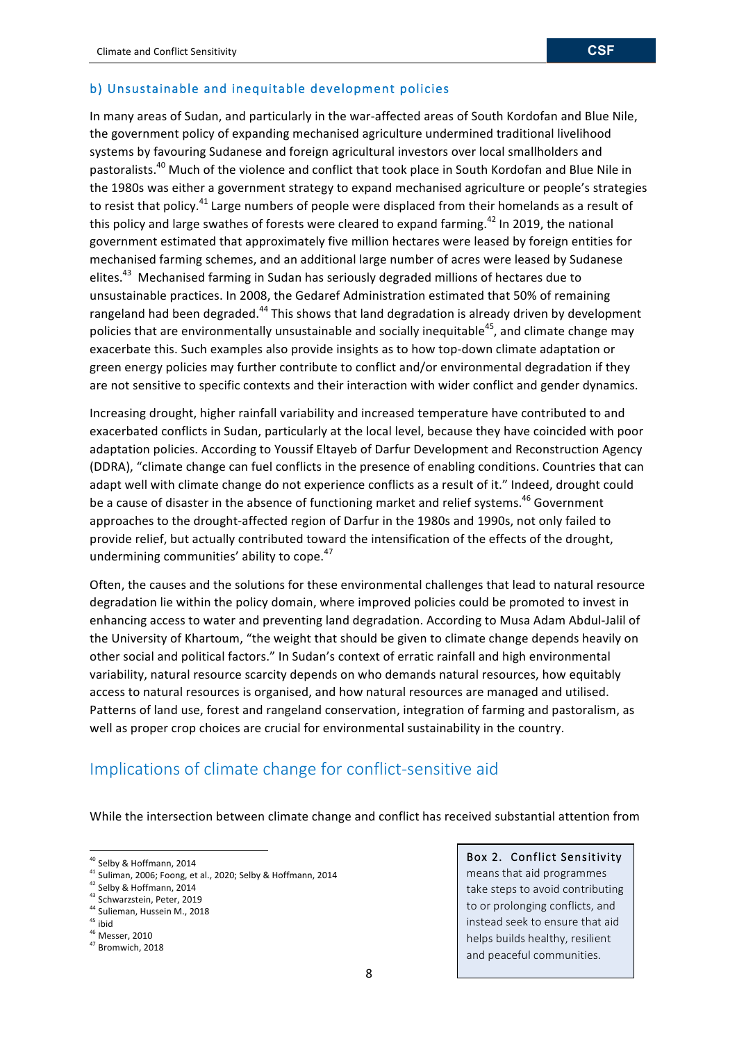### b) Unsustainable and inequitable development policies

In many areas of Sudan, and particularly in the war-affected areas of South Kordofan and Blue Nile, the government policy of expanding mechanised agriculture undermined traditional livelihood systems by favouring Sudanese and foreign agricultural investors over local smallholders and pastoralists.[40] Much of the violence and conflict that took place in South Kordofan and Blue Nile in the 1980s was either a government strategy to expand mechanised agriculture or people's strategies to resist that policy.[41] Large numbers of people were displaced from their homelands as a result of this policy and large swathes of forests were cleared to expand farming.[42] In 2019, the national government estimated that approximately five million hectares were leased by foreign entities for mechanised farming schemes, and an additional large number of acres were leased by Sudanese elites.[43] Mechanised farming in Sudan has seriously degraded millions of hectares due to unsustainable practices. In 2008, the Gedaref Administration estimated that 50% of remaining rangeland had been degraded.[44] This shows that land degradation is already driven by development policies that are environmentally unsustainable and socially inequitable[45], and climate change may exacerbate this. Such examples also provide insights as to how top-down climate adaptation or green energy policies may further contribute to conflict and/or environmental degradation if they are not sensitive to specific contexts and their interaction with wider conflict and gender dynamics.

Increasing drought, higher rainfall variability and increased temperature have contributed to and exacerbated conflicts in Sudan, particularly at the local level, because they have coincided with poor adaptation policies. According to Youssif Eltayeb of Darfur Development and Reconstruction Agency (DDRA), "climate change can fuel conflicts in the presence of enabling conditions. Countries that can adapt well with climate change do not experience conflicts as a result of it." Indeed, drought could be a cause of disaster in the absence of functioning market and relief systems.[46] Government approaches to the drought-affected region of Darfur in the 1980s and 1990s, not only failed to provide relief, but actually contributed toward the intensification of the effects of the drought, undermining communities' ability to cope.[47]

Often, the causes and the solutions for these environmental challenges that lead to natural resource degradation lie within the policy domain, where improved policies could be promoted to invest in enhancing access to water and preventing land degradation. According to Musa Adam Abdul-Jalil of the University of Khartoum, "the weight that should be given to climate change depends heavily on other social and political factors." In Sudan's context of erratic rainfall and high environmental variability, natural resource scarcity depends on who demands natural resources, how equitably access to natural resources is organised, and how natural resources are managed and utilised. Patterns of land use, forest and rangeland conservation, integration of farming and pastoralism, as well as proper crop choices are crucial for environmental sustainability in the country.

## Implications of climate change for conflict-sensitive aid

While the intersection between climate change and conflict has received substantial attention from

> **Box 2. Conflict Sensitivity** means that aid programmes take steps to avoid contributing to or prolonging conflicts, and instead seek to ensure that aid helps builds healthy, resilient and peaceful communities.

[40] Selby & Hoffmann, 2014
[41] Suliman, 2006; Foong, et al., 2020; Selby & Hoffmann, 2014
[42] Selby & Hoffmann, 2014
[43] Schwarzstein, Peter, 2019
[44] Sulieman, Hussein M., 2018
[45] ibid
[46] Messer, 2010
[47] Bromwich, 2018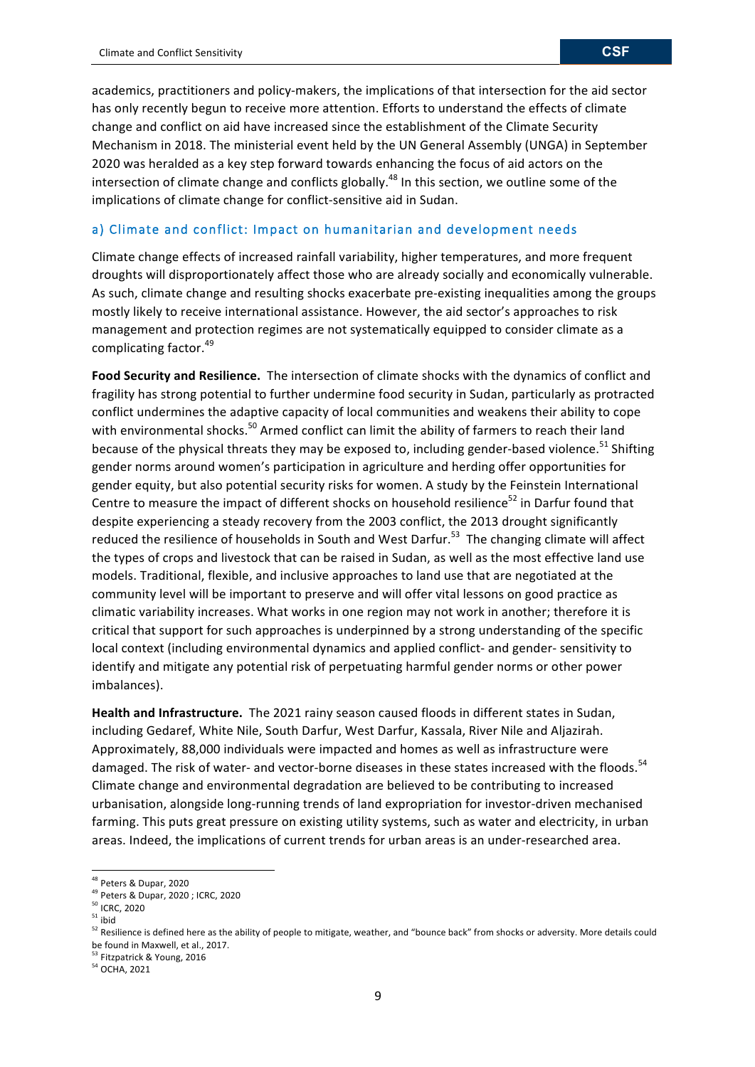academics, practitioners and policy-makers, the implications of that intersection for the aid sector has only recently begun to receive more attention. Efforts to understand the effects of climate change and conflict on aid have increased since the establishment of the Climate Security Mechanism in 2018. The ministerial event held by the UN General Assembly (UNGA) in September 2020 was heralded as a key step forward towards enhancing the focus of aid actors on the intersection of climate change and conflicts globally.[48] In this section, we outline some of the implications of climate change for conflict-sensitive aid in Sudan.

### a) Climate and conflict: Impact on humanitarian and development needs

Climate change effects of increased rainfall variability, higher temperatures, and more frequent droughts will disproportionately affect those who are already socially and economically vulnerable. As such, climate change and resulting shocks exacerbate pre-existing inequalities among the groups mostly likely to receive international assistance. However, the aid sector's approaches to risk management and protection regimes are not systematically equipped to consider climate as a complicating factor.[49]

**Food Security and Resilience.** The intersection of climate shocks with the dynamics of conflict and fragility has strong potential to further undermine food security in Sudan, particularly as protracted conflict undermines the adaptive capacity of local communities and weakens their ability to cope with environmental shocks.[50] Armed conflict can limit the ability of farmers to reach their land because of the physical threats they may be exposed to, including gender-based violence.[51] Shifting gender norms around women's participation in agriculture and herding offer opportunities for gender equity, but also potential security risks for women. A study by the Feinstein International Centre to measure the impact of different shocks on household resilience[52] in Darfur found that despite experiencing a steady recovery from the 2003 conflict, the 2013 drought significantly reduced the resilience of households in South and West Darfur.[53] The changing climate will affect the types of crops and livestock that can be raised in Sudan, as well as the most effective land use models. Traditional, flexible, and inclusive approaches to land use that are negotiated at the community level will be important to preserve and will offer vital lessons on good practice as climatic variability increases. What works in one region may not work in another; therefore it is critical that support for such approaches is underpinned by a strong understanding of the specific local context (including environmental dynamics and applied conflict- and gender- sensitivity to identify and mitigate any potential risk of perpetuating harmful gender norms or other power imbalances).

**Health and Infrastructure.** The 2021 rainy season caused floods in different states in Sudan, including Gedaref, White Nile, South Darfur, West Darfur, Kassala, River Nile and Aljazirah. Approximately, 88,000 individuals were impacted and homes as well as infrastructure were damaged. The risk of water- and vector-borne diseases in these states increased with the floods.[54] Climate change and environmental degradation are believed to be contributing to increased urbanisation, alongside long-running trends of land expropriation for investor-driven mechanised farming. This puts great pressure on existing utility systems, such as water and electricity, in urban areas. Indeed, the implications of current trends for urban areas is an under-researched area.

---

[48] Peters & Dupar, 2020

[49] Peters & Dupar, 2020 ; ICRC, 2020

[50] ICRC, 2020

[51] ibid

[52] Resilience is defined here as the ability of people to mitigate, weather, and "bounce back" from shocks or adversity. More details could be found in Maxwell, et al., 2017.

[53] Fitzpatrick & Young, 2016

[54] OCHA, 2021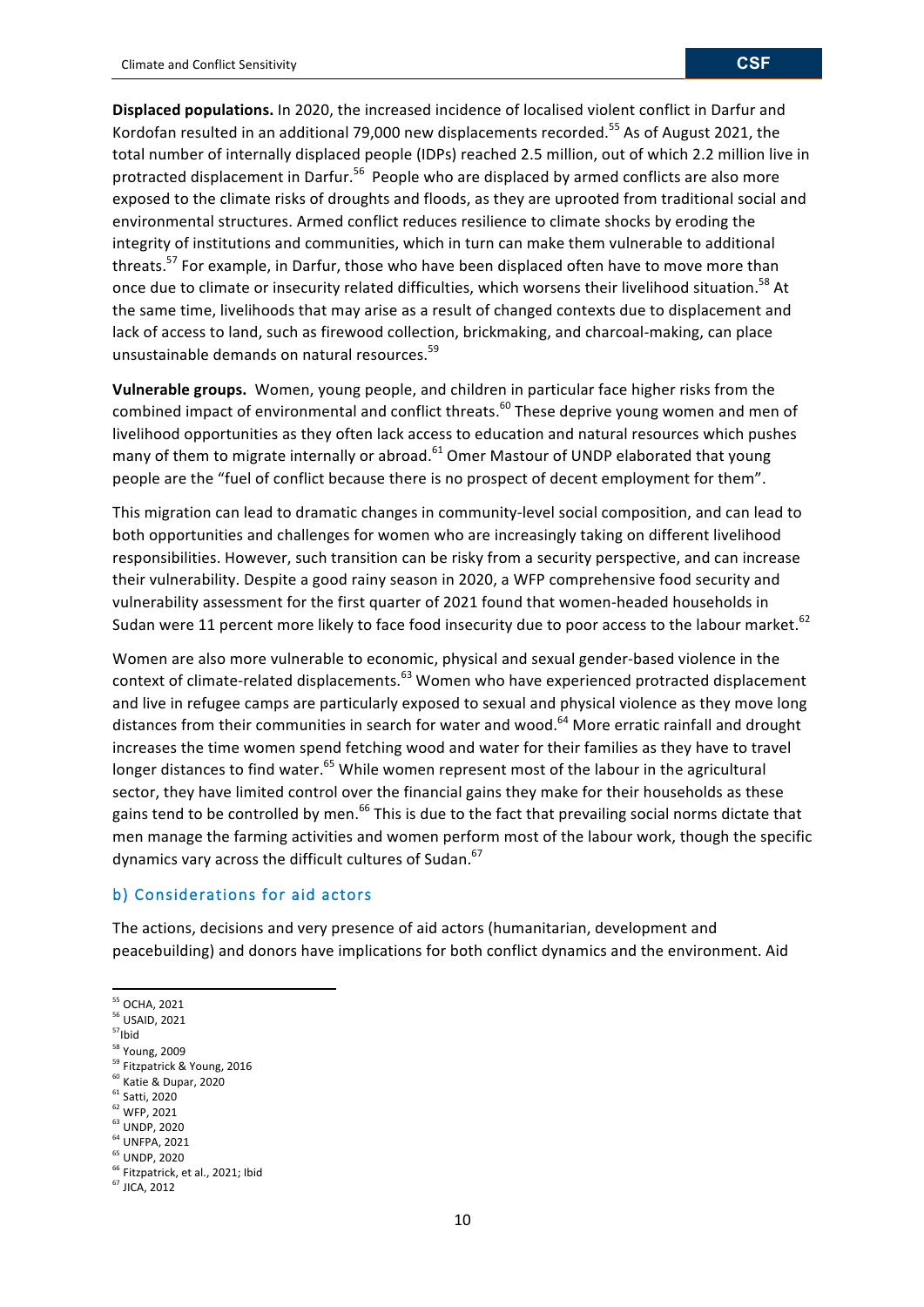**Displaced populations.** In 2020, the increased incidence of localised violent conflict in Darfur and Kordofan resulted in an additional 79,000 new displacements recorded.[55] As of August 2021, the total number of internally displaced people (IDPs) reached 2.5 million, out of which 2.2 million live in protracted displacement in Darfur.[56] People who are displaced by armed conflicts are also more exposed to the climate risks of droughts and floods, as they are uprooted from traditional social and environmental structures. Armed conflict reduces resilience to climate shocks by eroding the integrity of institutions and communities, which in turn can make them vulnerable to additional threats.[57] For example, in Darfur, those who have been displaced often have to move more than once due to climate or insecurity related difficulties, which worsens their livelihood situation.[58] At the same time, livelihoods that may arise as a result of changed contexts due to displacement and lack of access to land, such as firewood collection, brickmaking, and charcoal-making, can place unsustainable demands on natural resources.[59]

**Vulnerable groups.** Women, young people, and children in particular face higher risks from the combined impact of environmental and conflict threats.[60] These deprive young women and men of livelihood opportunities as they often lack access to education and natural resources which pushes many of them to migrate internally or abroad.[61] Omer Mastour of UNDP elaborated that young people are the "fuel of conflict because there is no prospect of decent employment for them".

This migration can lead to dramatic changes in community-level social composition, and can lead to both opportunities and challenges for women who are increasingly taking on different livelihood responsibilities. However, such transition can be risky from a security perspective, and can increase their vulnerability. Despite a good rainy season in 2020, a WFP comprehensive food security and vulnerability assessment for the first quarter of 2021 found that women-headed households in Sudan were 11 percent more likely to face food insecurity due to poor access to the labour market.[62]

Women are also more vulnerable to economic, physical and sexual gender-based violence in the context of climate-related displacements.[63] Women who have experienced protracted displacement and live in refugee camps are particularly exposed to sexual and physical violence as they move long distances from their communities in search for water and wood.[64] More erratic rainfall and drought increases the time women spend fetching wood and water for their families as they have to travel longer distances to find water.[65] While women represent most of the labour in the agricultural sector, they have limited control over the financial gains they make for their households as these gains tend to be controlled by men.[66] This is due to the fact that prevailing social norms dictate that men manage the farming activities and women perform most of the labour work, though the specific dynamics vary across the difficult cultures of Sudan.[67]

### b) Considerations for aid actors

The actions, decisions and very presence of aid actors (humanitarian, development and peacebuilding) and donors have implications for both conflict dynamics and the environment. Aid

---

[55] OCHA, 2021
[56] USAID, 2021
[57] Ibid
[58] Young, 2009
[59] Fitzpatrick & Young, 2016
[60] Katie & Dupar, 2020
[61] Satti, 2020
[62] WFP, 2021
[63] UNDP, 2020
[64] UNFPA, 2021
[65] UNDP, 2020
[66] Fitzpatrick, et al., 2021; Ibid
[67] JICA, 2012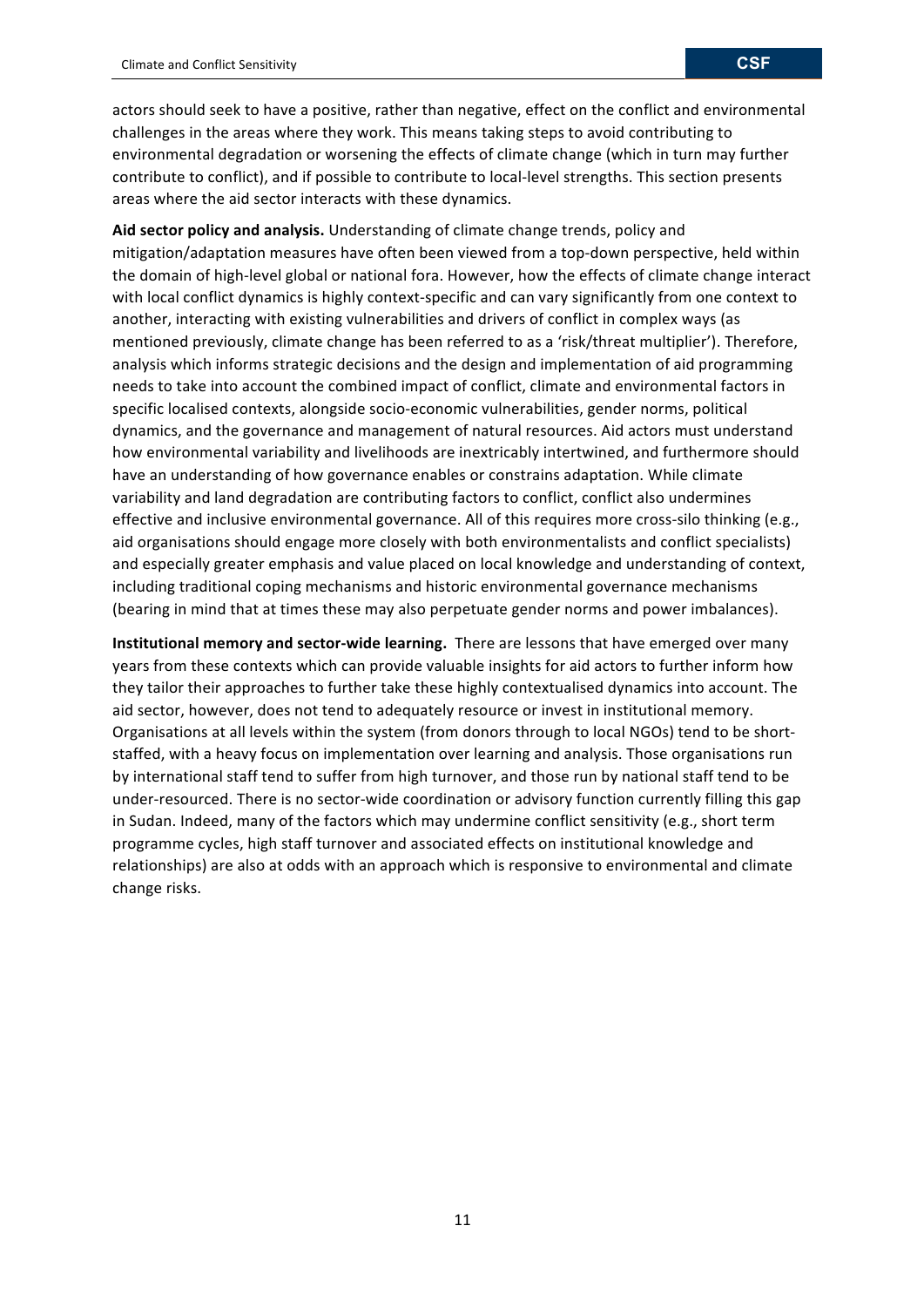actors should seek to have a positive, rather than negative, effect on the conflict and environmental challenges in the areas where they work. This means taking steps to avoid contributing to environmental degradation or worsening the effects of climate change (which in turn may further contribute to conflict), and if possible to contribute to local-level strengths. This section presents areas where the aid sector interacts with these dynamics.

**Aid sector policy and analysis.** Understanding of climate change trends, policy and mitigation/adaptation measures have often been viewed from a top-down perspective, held within the domain of high-level global or national fora. However, how the effects of climate change interact with local conflict dynamics is highly context-specific and can vary significantly from one context to another, interacting with existing vulnerabilities and drivers of conflict in complex ways (as mentioned previously, climate change has been referred to as a 'risk/threat multiplier'). Therefore, analysis which informs strategic decisions and the design and implementation of aid programming needs to take into account the combined impact of conflict, climate and environmental factors in specific localised contexts, alongside socio-economic vulnerabilities, gender norms, political dynamics, and the governance and management of natural resources. Aid actors must understand how environmental variability and livelihoods are inextricably intertwined, and furthermore should have an understanding of how governance enables or constrains adaptation. While climate variability and land degradation are contributing factors to conflict, conflict also undermines effective and inclusive environmental governance. All of this requires more cross-silo thinking (e.g., aid organisations should engage more closely with both environmentalists and conflict specialists) and especially greater emphasis and value placed on local knowledge and understanding of context, including traditional coping mechanisms and historic environmental governance mechanisms (bearing in mind that at times these may also perpetuate gender norms and power imbalances).

**Institutional memory and sector-wide learning.** There are lessons that have emerged over many years from these contexts which can provide valuable insights for aid actors to further inform how they tailor their approaches to further take these highly contextualised dynamics into account. The aid sector, however, does not tend to adequately resource or invest in institutional memory. Organisations at all levels within the system (from donors through to local NGOs) tend to be short-staffed, with a heavy focus on implementation over learning and analysis. Those organisations run by international staff tend to suffer from high turnover, and those run by national staff tend to be under-resourced. There is no sector-wide coordination or advisory function currently filling this gap in Sudan. Indeed, many of the factors which may undermine conflict sensitivity (e.g., short term programme cycles, high staff turnover and associated effects on institutional knowledge and relationships) are also at odds with an approach which is responsive to environmental and climate change risks.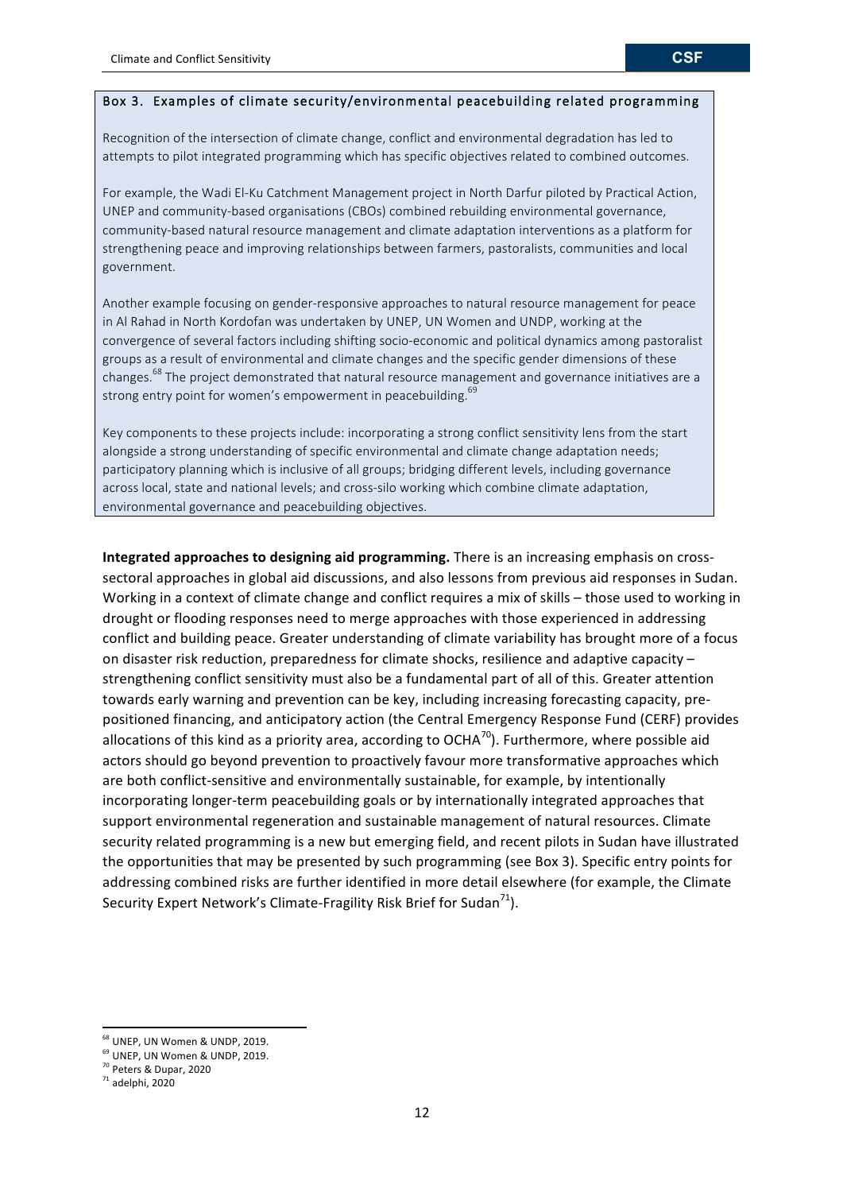**Box 3. Examples of climate security/environmental peacebuilding related programming**

Recognition of the intersection of climate change, conflict and environmental degradation has led to attempts to pilot integrated programming which has specific objectives related to combined outcomes.

For example, the Wadi El-Ku Catchment Management project in North Darfur piloted by Practical Action, UNEP and community-based organisations (CBOs) combined rebuilding environmental governance, community-based natural resource management and climate adaptation interventions as a platform for strengthening peace and improving relationships between farmers, pastoralists, communities and local government.

Another example focusing on gender-responsive approaches to natural resource management for peace in Al Rahad in North Kordofan was undertaken by UNEP, UN Women and UNDP, working at the convergence of several factors including shifting socio-economic and political dynamics among pastoralist groups as a result of environmental and climate changes and the specific gender dimensions of these changes.[68] The project demonstrated that natural resource management and governance initiatives are a strong entry point for women's empowerment in peacebuilding.[69]

Key components to these projects include: incorporating a strong conflict sensitivity lens from the start alongside a strong understanding of specific environmental and climate change adaptation needs; participatory planning which is inclusive of all groups; bridging different levels, including governance across local, state and national levels; and cross-silo working which combine climate adaptation, environmental governance and peacebuilding objectives.

**Integrated approaches to designing aid programming.** There is an increasing emphasis on cross-sectoral approaches in global aid discussions, and also lessons from previous aid responses in Sudan. Working in a context of climate change and conflict requires a mix of skills – those used to working in drought or flooding responses need to merge approaches with those experienced in addressing conflict and building peace. Greater understanding of climate variability has brought more of a focus on disaster risk reduction, preparedness for climate shocks, resilience and adaptive capacity – strengthening conflict sensitivity must also be a fundamental part of all of this. Greater attention towards early warning and prevention can be key, including increasing forecasting capacity, pre-positioned financing, and anticipatory action (the Central Emergency Response Fund (CERF) provides allocations of this kind as a priority area, according to OCHA[70]). Furthermore, where possible aid actors should go beyond prevention to proactively favour more transformative approaches which are both conflict-sensitive and environmentally sustainable, for example, by intentionally incorporating longer-term peacebuilding goals or by internationally integrated approaches that support environmental regeneration and sustainable management of natural resources. Climate security related programming is a new but emerging field, and recent pilots in Sudan have illustrated the opportunities that may be presented by such programming (see Box 3). Specific entry points for addressing combined risks are further identified in more detail elsewhere (for example, the Climate Security Expert Network's Climate-Fragility Risk Brief for Sudan[71]).

---

[68] UNEP, UN Women & UNDP, 2019.

[69] UNEP, UN Women & UNDP, 2019.

[70] Peters & Dupar, 2020

[71] adelphi, 2020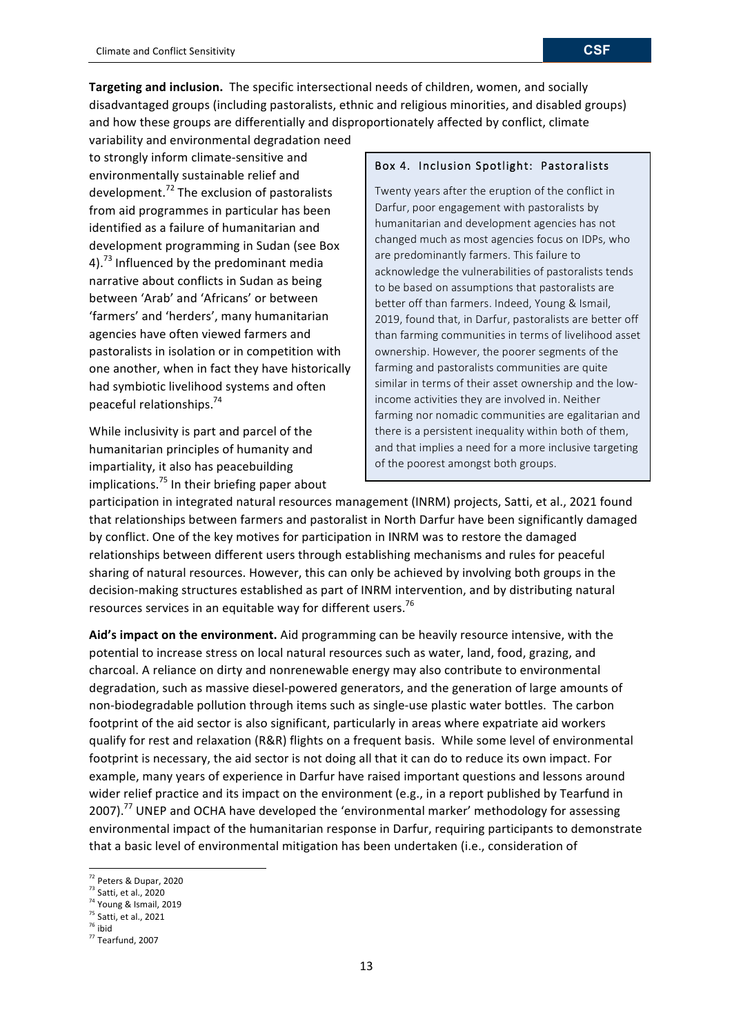**Targeting and inclusion.** The specific intersectional needs of children, women, and socially disadvantaged groups (including pastoralists, ethnic and religious minorities, and disabled groups) and how these groups are differentially and disproportionately affected by conflict, climate variability and environmental degradation need to strongly inform climate-sensitive and environmentally sustainable relief and development.[72] The exclusion of pastoralists from aid programmes in particular has been identified as a failure of humanitarian and development programming in Sudan (see Box 4).[73] Influenced by the predominant media narrative about conflicts in Sudan as being between 'Arab' and 'Africans' or between 'farmers' and 'herders', many humanitarian agencies have often viewed farmers and pastoralists in isolation or in competition with one another, when in fact they have historically had symbiotic livelihood systems and often peaceful relationships.[74]

> **Box 4. Inclusion Spotlight: Pastoralists**
>
> Twenty years after the eruption of the conflict in Darfur, poor engagement with pastoralists by humanitarian and development agencies has not changed much as most agencies focus on IDPs, who are predominantly farmers. This failure to acknowledge the vulnerabilities of pastoralists tends to be based on assumptions that pastoralists are better off than farmers. Indeed, Young & Ismail, 2019, found that, in Darfur, pastoralists are better off than farming communities in terms of livelihood asset ownership. However, the poorer segments of the farming and pastoralists communities are quite similar in terms of their asset ownership and the low-income activities they are involved in. Neither farming nor nomadic communities are egalitarian and there is a persistent inequality within both of them, and that implies a need for a more inclusive targeting of the poorest amongst both groups.

While inclusivity is part and parcel of the humanitarian principles of humanity and impartiality, it also has peacebuilding implications.[75] In their briefing paper about participation in integrated natural resources management (INRM) projects, Satti, et al., 2021 found that relationships between farmers and pastoralist in North Darfur have been significantly damaged by conflict. One of the key motives for participation in INRM was to restore the damaged relationships between different users through establishing mechanisms and rules for peaceful sharing of natural resources. However, this can only be achieved by involving both groups in the decision-making structures established as part of INRM intervention, and by distributing natural resources services in an equitable way for different users.[76]

**Aid's impact on the environment.** Aid programming can be heavily resource intensive, with the potential to increase stress on local natural resources such as water, land, food, grazing, and charcoal. A reliance on dirty and nonrenewable energy may also contribute to environmental degradation, such as massive diesel-powered generators, and the generation of large amounts of non-biodegradable pollution through items such as single-use plastic water bottles. The carbon footprint of the aid sector is also significant, particularly in areas where expatriate aid workers qualify for rest and relaxation (R&R) flights on a frequent basis. While some level of environmental footprint is necessary, the aid sector is not doing all that it can do to reduce its own impact. For example, many years of experience in Darfur have raised important questions and lessons around wider relief practice and its impact on the environment (e.g., in a report published by Tearfund in 2007).[77] UNEP and OCHA have developed the 'environmental marker' methodology for assessing environmental impact of the humanitarian response in Darfur, requiring participants to demonstrate that a basic level of environmental mitigation has been undertaken (i.e., consideration of

---

[72] Peters & Dupar, 2020
[73] Satti, et al., 2020
[74] Young & Ismail, 2019
[75] Satti, et al., 2021
[76] ibid
[77] Tearfund, 2007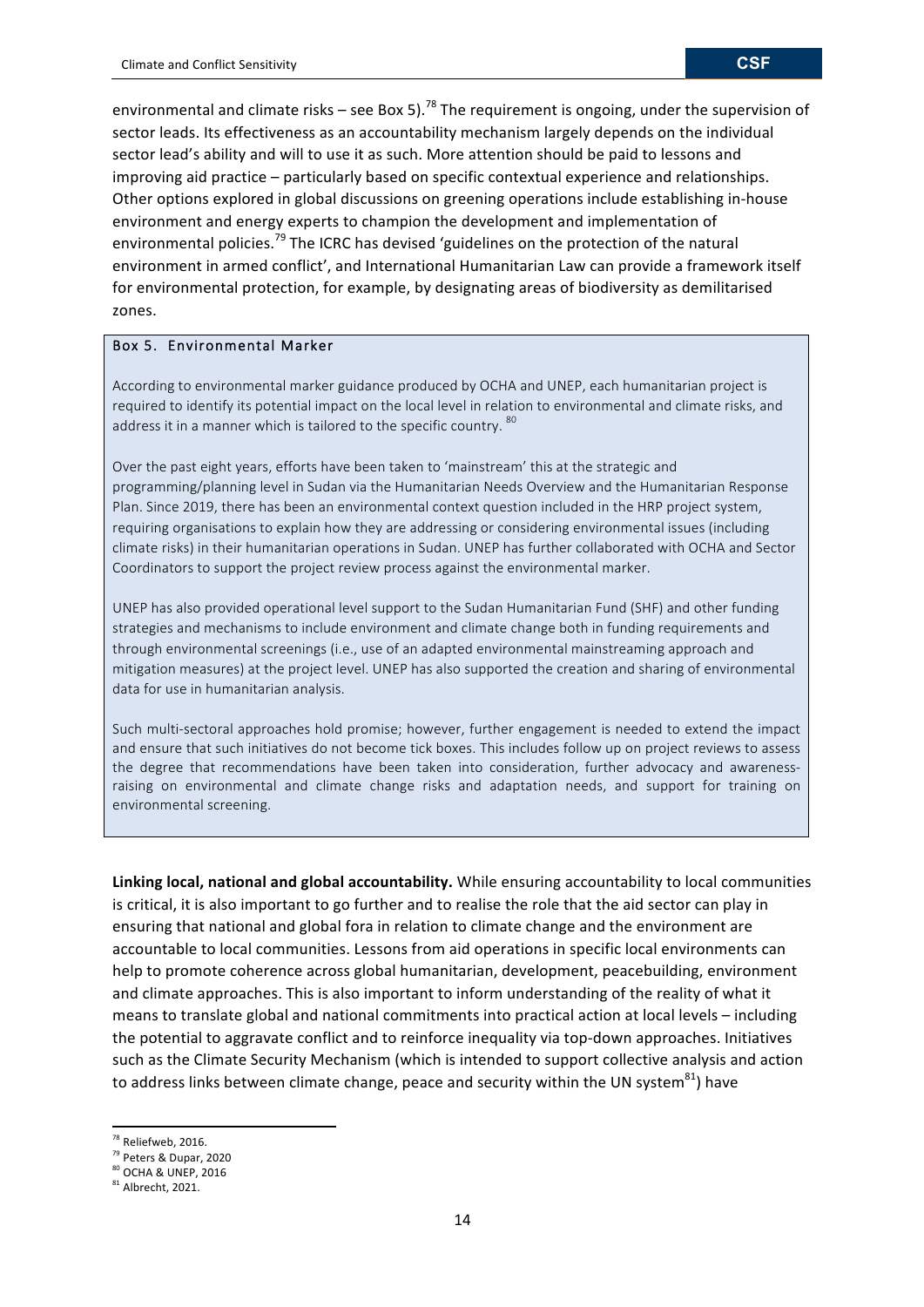environmental and climate risks – see Box 5).[78] The requirement is ongoing, under the supervision of sector leads. Its effectiveness as an accountability mechanism largely depends on the individual sector lead's ability and will to use it as such. More attention should be paid to lessons and improving aid practice – particularly based on specific contextual experience and relationships. Other options explored in global discussions on greening operations include establishing in-house environment and energy experts to champion the development and implementation of environmental policies.[79] The ICRC has devised 'guidelines on the protection of the natural environment in armed conflict', and International Humanitarian Law can provide a framework itself for environmental protection, for example, by designating areas of biodiversity as demilitarised zones.

> **Box 5. Environmental Marker**
>
> According to environmental marker guidance produced by OCHA and UNEP, each humanitarian project is required to identify its potential impact on the local level in relation to environmental and climate risks, and address it in a manner which is tailored to the specific country.[80]
>
> Over the past eight years, efforts have been taken to 'mainstream' this at the strategic and programming/planning level in Sudan via the Humanitarian Needs Overview and the Humanitarian Response Plan. Since 2019, there has been an environmental context question included in the HRP project system, requiring organisations to explain how they are addressing or considering environmental issues (including climate risks) in their humanitarian operations in Sudan. UNEP has further collaborated with OCHA and Sector Coordinators to support the project review process against the environmental marker.
>
> UNEP has also provided operational level support to the Sudan Humanitarian Fund (SHF) and other funding strategies and mechanisms to include environment and climate change both in funding requirements and through environmental screenings (i.e., use of an adapted environmental mainstreaming approach and mitigation measures) at the project level. UNEP has also supported the creation and sharing of environmental data for use in humanitarian analysis.
>
> Such multi-sectoral approaches hold promise; however, further engagement is needed to extend the impact and ensure that such initiatives do not become tick boxes. This includes follow up on project reviews to assess the degree that recommendations have been taken into consideration, further advocacy and awareness-raising on environmental and climate change risks and adaptation needs, and support for training on environmental screening.

**Linking local, national and global accountability.** While ensuring accountability to local communities is critical, it is also important to go further and to realise the role that the aid sector can play in ensuring that national and global fora in relation to climate change and the environment are accountable to local communities. Lessons from aid operations in specific local environments can help to promote coherence across global humanitarian, development, peacebuilding, environment and climate approaches. This is also important to inform understanding of the reality of what it means to translate global and national commitments into practical action at local levels – including the potential to aggravate conflict and to reinforce inequality via top-down approaches. Initiatives such as the Climate Security Mechanism (which is intended to support collective analysis and action to address links between climate change, peace and security within the UN system[81]) have

[78] Reliefweb, 2016.
[79] Peters & Dupar, 2020
[80] OCHA & UNEP, 2016
[81] Albrecht, 2021.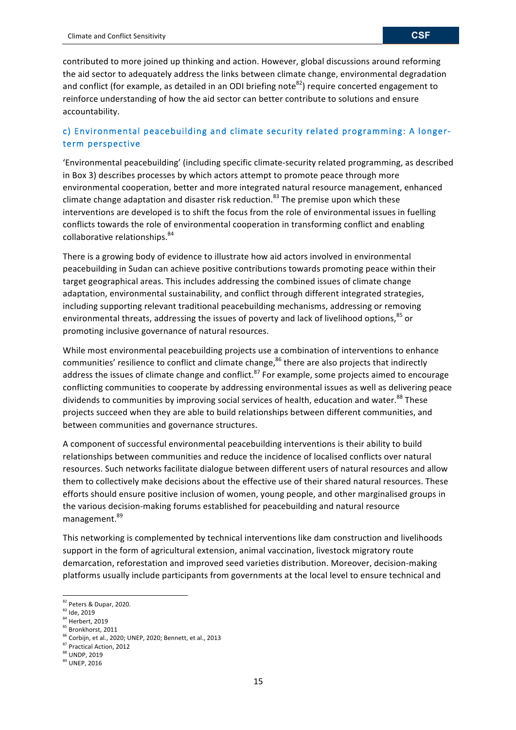contributed to more joined up thinking and action. However, global discussions around reforming the aid sector to adequately address the links between climate change, environmental degradation and conflict (for example, as detailed in an ODI briefing note[82]) require concerted engagement to reinforce understanding of how the aid sector can better contribute to solutions and ensure accountability.

### c) Environmental peacebuilding and climate security related programming: A longer-term perspective

'Environmental peacebuilding' (including specific climate-security related programming, as described in Box 3) describes processes by which actors attempt to promote peace through more environmental cooperation, better and more integrated natural resource management, enhanced climate change adaptation and disaster risk reduction.[83] The premise upon which these interventions are developed is to shift the focus from the role of environmental issues in fuelling conflicts towards the role of environmental cooperation in transforming conflict and enabling collaborative relationships.[84]

There is a growing body of evidence to illustrate how aid actors involved in environmental peacebuilding in Sudan can achieve positive contributions towards promoting peace within their target geographical areas. This includes addressing the combined issues of climate change adaptation, environmental sustainability, and conflict through different integrated strategies, including supporting relevant traditional peacebuilding mechanisms, addressing or removing environmental threats, addressing the issues of poverty and lack of livelihood options,[85] or promoting inclusive governance of natural resources.

While most environmental peacebuilding projects use a combination of interventions to enhance communities' resilience to conflict and climate change,[86] there are also projects that indirectly address the issues of climate change and conflict.[87] For example, some projects aimed to encourage conflicting communities to cooperate by addressing environmental issues as well as delivering peace dividends to communities by improving social services of health, education and water.[88] These projects succeed when they are able to build relationships between different communities, and between communities and governance structures.

A component of successful environmental peacebuilding interventions is their ability to build relationships between communities and reduce the incidence of localised conflicts over natural resources. Such networks facilitate dialogue between different users of natural resources and allow them to collectively make decisions about the effective use of their shared natural resources. These efforts should ensure positive inclusion of women, young people, and other marginalised groups in the various decision-making forums established for peacebuilding and natural resource management.[89]

This networking is complemented by technical interventions like dam construction and livelihoods support in the form of agricultural extension, animal vaccination, livestock migratory route demarcation, reforestation and improved seed varieties distribution. Moreover, decision-making platforms usually include participants from governments at the local level to ensure technical and

---

[82] Peters & Dupar, 2020.
[83] Ide, 2019
[84] Herbert, 2019
[85] Bronkhorst, 2011
[86] Corbijn, et al., 2020; UNEP, 2020; Bennett, et al., 2013
[87] Practical Action, 2012
[88] UNDP, 2019
[89] UNEP, 2016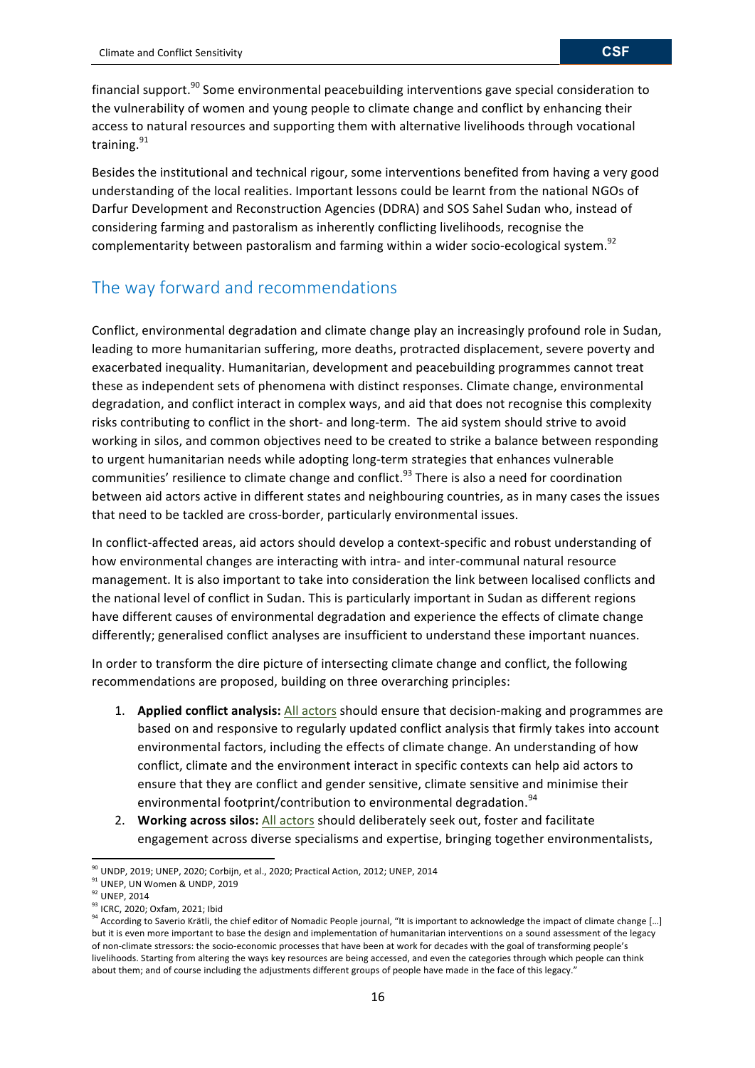financial support.[90] Some environmental peacebuilding interventions gave special consideration to the vulnerability of women and young people to climate change and conflict by enhancing their access to natural resources and supporting them with alternative livelihoods through vocational training.[91]

Besides the institutional and technical rigour, some interventions benefited from having a very good understanding of the local realities. Important lessons could be learnt from the national NGOs of Darfur Development and Reconstruction Agencies (DDRA) and SOS Sahel Sudan who, instead of considering farming and pastoralism as inherently conflicting livelihoods, recognise the complementarity between pastoralism and farming within a wider socio-ecological system.[92]

## The way forward and recommendations

Conflict, environmental degradation and climate change play an increasingly profound role in Sudan, leading to more humanitarian suffering, more deaths, protracted displacement, severe poverty and exacerbated inequality. Humanitarian, development and peacebuilding programmes cannot treat these as independent sets of phenomena with distinct responses. Climate change, environmental degradation, and conflict interact in complex ways, and aid that does not recognise this complexity risks contributing to conflict in the short- and long-term. The aid system should strive to avoid working in silos, and common objectives need to be created to strike a balance between responding to urgent humanitarian needs while adopting long-term strategies that enhances vulnerable communities' resilience to climate change and conflict.[93] There is also a need for coordination between aid actors active in different states and neighbouring countries, as in many cases the issues that need to be tackled are cross-border, particularly environmental issues.

In conflict-affected areas, aid actors should develop a context-specific and robust understanding of how environmental changes are interacting with intra- and inter-communal natural resource management. It is also important to take into consideration the link between localised conflicts and the national level of conflict in Sudan. This is particularly important in Sudan as different regions have different causes of environmental degradation and experience the effects of climate change differently; generalised conflict analyses are insufficient to understand these important nuances.

In order to transform the dire picture of intersecting climate change and conflict, the following recommendations are proposed, building on three overarching principles:

1. **Applied conflict analysis:** All actors should ensure that decision-making and programmes are based on and responsive to regularly updated conflict analysis that firmly takes into account environmental factors, including the effects of climate change. An understanding of how conflict, climate and the environment interact in specific contexts can help aid actors to ensure that they are conflict and gender sensitive, climate sensitive and minimise their environmental footprint/contribution to environmental degradation.[94]
2. **Working across silos:** All actors should deliberately seek out, foster and facilitate engagement across diverse specialisms and expertise, bringing together environmentalists,

---

[90] UNDP, 2019; UNEP, 2020; Corbijn, et al., 2020; Practical Action, 2012; UNEP, 2014

[91] UNEP, UN Women & UNDP, 2019

[92] UNEP, 2014

[93] ICRC, 2020; Oxfam, 2021; Ibid

[94] According to Saverio Krätli, the chief editor of Nomadic People journal, "It is important to acknowledge the impact of climate change […] but it is even more important to base the design and implementation of humanitarian interventions on a sound assessment of the legacy of non-climate stressors: the socio-economic processes that have been at work for decades with the goal of transforming people's livelihoods. Starting from altering the ways key resources are being accessed, and even the categories through which people can think about them; and of course including the adjustments different groups of people have made in the face of this legacy."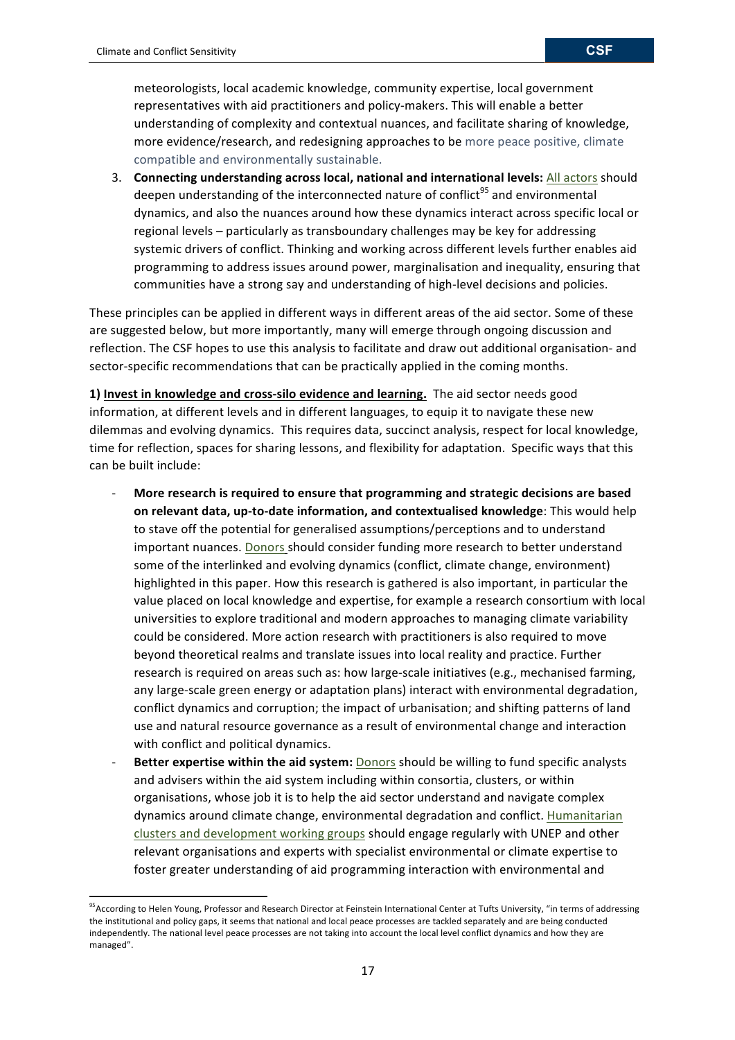meteorologists, local academic knowledge, community expertise, local government representatives with aid practitioners and policy-makers. This will enable a better understanding of complexity and contextual nuances, and facilitate sharing of knowledge, more evidence/research, and redesigning approaches to be more peace positive, climate compatible and environmentally sustainable.

3. **Connecting understanding across local, national and international levels:** All actors should deepen understanding of the interconnected nature of conflict[95] and environmental dynamics, and also the nuances around how these dynamics interact across specific local or regional levels – particularly as transboundary challenges may be key for addressing systemic drivers of conflict. Thinking and working across different levels further enables aid programming to address issues around power, marginalisation and inequality, ensuring that communities have a strong say and understanding of high-level decisions and policies.

These principles can be applied in different ways in different areas of the aid sector. Some of these are suggested below, but more importantly, many will emerge through ongoing discussion and reflection. The CSF hopes to use this analysis to facilitate and draw out additional organisation- and sector-specific recommendations that can be practically applied in the coming months.

**1) Invest in knowledge and cross-silo evidence and learning.** The aid sector needs good information, at different levels and in different languages, to equip it to navigate these new dilemmas and evolving dynamics. This requires data, succinct analysis, respect for local knowledge, time for reflection, spaces for sharing lessons, and flexibility for adaptation. Specific ways that this can be built include:

- **More research is required to ensure that programming and strategic decisions are based on relevant data, up-to-date information, and contextualised knowledge**: This would help to stave off the potential for generalised assumptions/perceptions and to understand important nuances. Donors should consider funding more research to better understand some of the interlinked and evolving dynamics (conflict, climate change, environment) highlighted in this paper. How this research is gathered is also important, in particular the value placed on local knowledge and expertise, for example a research consortium with local universities to explore traditional and modern approaches to managing climate variability could be considered. More action research with practitioners is also required to move beyond theoretical realms and translate issues into local reality and practice. Further research is required on areas such as: how large-scale initiatives (e.g., mechanised farming, any large-scale green energy or adaptation plans) interact with environmental degradation, conflict dynamics and corruption; the impact of urbanisation; and shifting patterns of land use and natural resource governance as a result of environmental change and interaction with conflict and political dynamics.
- **Better expertise within the aid system:** Donors should be willing to fund specific analysts and advisers within the aid system including within consortia, clusters, or within organisations, whose job it is to help the aid sector understand and navigate complex dynamics around climate change, environmental degradation and conflict. Humanitarian clusters and development working groups should engage regularly with UNEP and other relevant organisations and experts with specialist environmental or climate expertise to foster greater understanding of aid programming interaction with environmental and

[95] According to Helen Young, Professor and Research Director at Feinstein International Center at Tufts University, "in terms of addressing the institutional and policy gaps, it seems that national and local peace processes are tackled separately and are being conducted independently. The national level peace processes are not taking into account the local level conflict dynamics and how they are managed".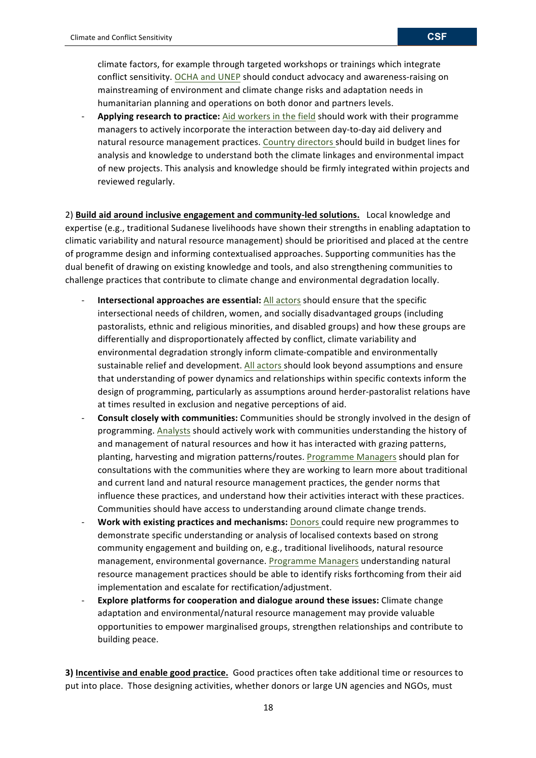climate factors, for example through targeted workshops or trainings which integrate conflict sensitivity. OCHA and UNEP should conduct advocacy and awareness-raising on mainstreaming of environment and climate change risks and adaptation needs in humanitarian planning and operations on both donor and partners levels.

- **Applying research to practice:** Aid workers in the field should work with their programme managers to actively incorporate the interaction between day-to-day aid delivery and natural resource management practices. Country directors should build in budget lines for analysis and knowledge to understand both the climate linkages and environmental impact of new projects. This analysis and knowledge should be firmly integrated within projects and reviewed regularly.

2) **Build aid around inclusive engagement and community-led solutions.** Local knowledge and expertise (e.g., traditional Sudanese livelihoods have shown their strengths in enabling adaptation to climatic variability and natural resource management) should be prioritised and placed at the centre of programme design and informing contextualised approaches. Supporting communities has the dual benefit of drawing on existing knowledge and tools, and also strengthening communities to challenge practices that contribute to climate change and environmental degradation locally.

- **Intersectional approaches are essential:** All actors should ensure that the specific intersectional needs of children, women, and socially disadvantaged groups (including pastoralists, ethnic and religious minorities, and disabled groups) and how these groups are differentially and disproportionately affected by conflict, climate variability and environmental degradation strongly inform climate-compatible and environmentally sustainable relief and development. All actors should look beyond assumptions and ensure that understanding of power dynamics and relationships within specific contexts inform the design of programming, particularly as assumptions around herder-pastoralist relations have at times resulted in exclusion and negative perceptions of aid.
- **Consult closely with communities:** Communities should be strongly involved in the design of programming. Analysts should actively work with communities understanding the history of and management of natural resources and how it has interacted with grazing patterns, planting, harvesting and migration patterns/routes. Programme Managers should plan for consultations with the communities where they are working to learn more about traditional and current land and natural resource management practices, the gender norms that influence these practices, and understand how their activities interact with these practices. Communities should have access to understanding around climate change trends.
- **Work with existing practices and mechanisms:** Donors could require new programmes to demonstrate specific understanding or analysis of localised contexts based on strong community engagement and building on, e.g., traditional livelihoods, natural resource management, environmental governance. Programme Managers understanding natural resource management practices should be able to identify risks forthcoming from their aid implementation and escalate for rectification/adjustment.
- **Explore platforms for cooperation and dialogue around these issues:** Climate change adaptation and environmental/natural resource management may provide valuable opportunities to empower marginalised groups, strengthen relationships and contribute to building peace.

**3) Incentivise and enable good practice.** Good practices often take additional time or resources to put into place. Those designing activities, whether donors or large UN agencies and NGOs, must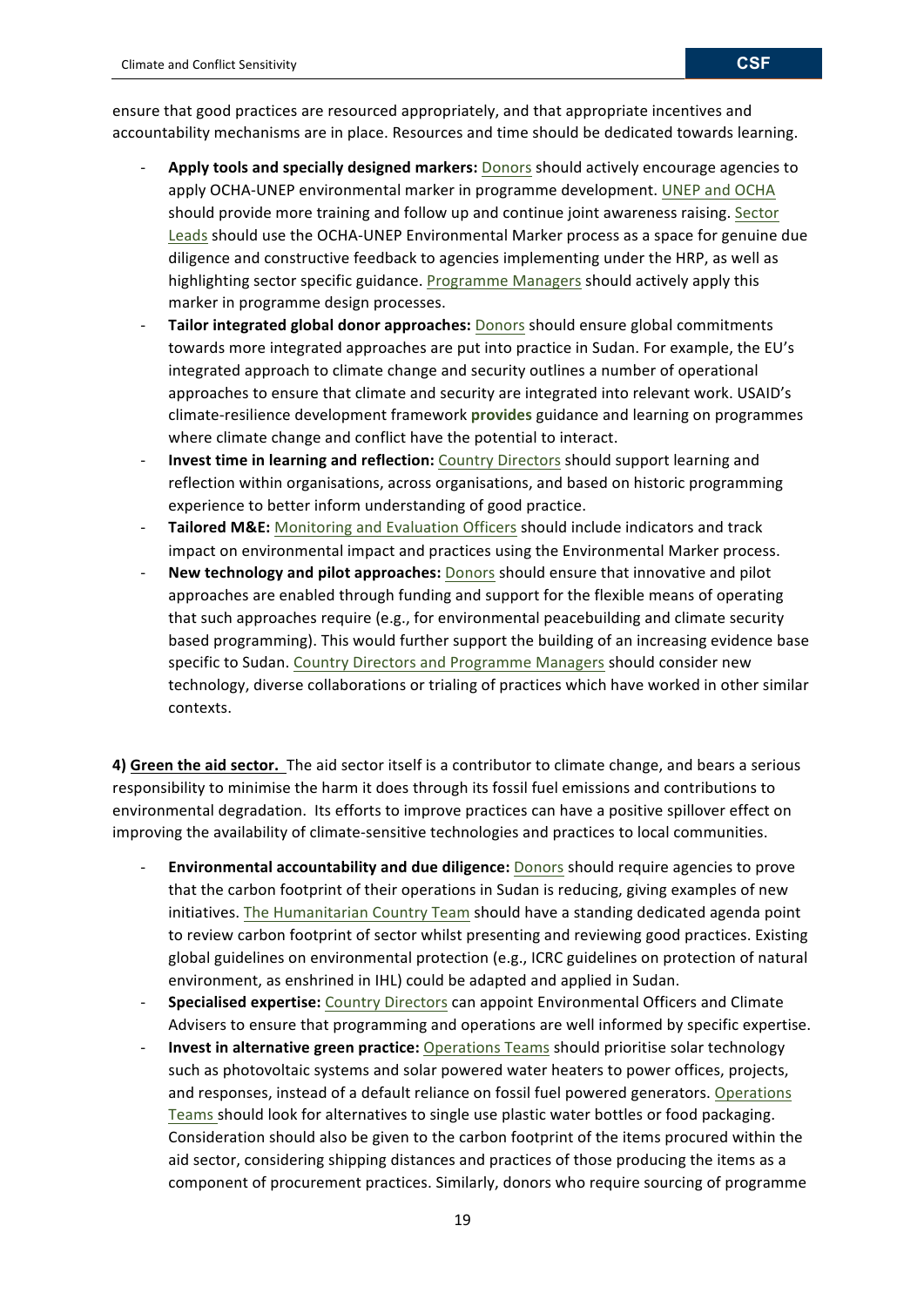ensure that good practices are resourced appropriately, and that appropriate incentives and accountability mechanisms are in place. Resources and time should be dedicated towards learning.

- **Apply tools and specially designed markers:** Donors should actively encourage agencies to apply OCHA-UNEP environmental marker in programme development. UNEP and OCHA should provide more training and follow up and continue joint awareness raising. Sector Leads should use the OCHA-UNEP Environmental Marker process as a space for genuine due diligence and constructive feedback to agencies implementing under the HRP, as well as highlighting sector specific guidance. Programme Managers should actively apply this marker in programme design processes.
- **Tailor integrated global donor approaches:** Donors should ensure global commitments towards more integrated approaches are put into practice in Sudan. For example, the EU's integrated approach to climate change and security outlines a number of operational approaches to ensure that climate and security are integrated into relevant work. USAID's climate-resilience development framework **provides** guidance and learning on programmes where climate change and conflict have the potential to interact.
- **Invest time in learning and reflection:** Country Directors should support learning and reflection within organisations, across organisations, and based on historic programming experience to better inform understanding of good practice.
- **Tailored M&E:** Monitoring and Evaluation Officers should include indicators and track impact on environmental impact and practices using the Environmental Marker process.
- **New technology and pilot approaches:** Donors should ensure that innovative and pilot approaches are enabled through funding and support for the flexible means of operating that such approaches require (e.g., for environmental peacebuilding and climate security based programming). This would further support the building of an increasing evidence base specific to Sudan. Country Directors and Programme Managers should consider new technology, diverse collaborations or trialing of practices which have worked in other similar contexts.

**4) Green the aid sector.** The aid sector itself is a contributor to climate change, and bears a serious responsibility to minimise the harm it does through its fossil fuel emissions and contributions to environmental degradation. Its efforts to improve practices can have a positive spillover effect on improving the availability of climate-sensitive technologies and practices to local communities.

- **Environmental accountability and due diligence:** Donors should require agencies to prove that the carbon footprint of their operations in Sudan is reducing, giving examples of new initiatives. The Humanitarian Country Team should have a standing dedicated agenda point to review carbon footprint of sector whilst presenting and reviewing good practices. Existing global guidelines on environmental protection (e.g., ICRC guidelines on protection of natural environment, as enshrined in IHL) could be adapted and applied in Sudan.
- **Specialised expertise:** Country Directors can appoint Environmental Officers and Climate Advisers to ensure that programming and operations are well informed by specific expertise.
- **Invest in alternative green practice:** Operations Teams should prioritise solar technology such as photovoltaic systems and solar powered water heaters to power offices, projects, and responses, instead of a default reliance on fossil fuel powered generators. Operations Teams should look for alternatives to single use plastic water bottles or food packaging. Consideration should also be given to the carbon footprint of the items procured within the aid sector, considering shipping distances and practices of those producing the items as a component of procurement practices. Similarly, donors who require sourcing of programme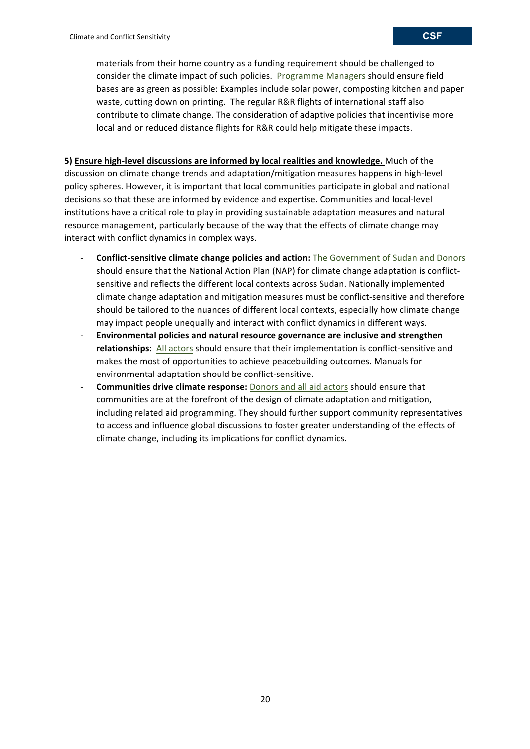materials from their home country as a funding requirement should be challenged to consider the climate impact of such policies. Programme Managers should ensure field bases are as green as possible: Examples include solar power, composting kitchen and paper waste, cutting down on printing. The regular R&R flights of international staff also contribute to climate change. The consideration of adaptive policies that incentivise more local and or reduced distance flights for R&R could help mitigate these impacts.

**5) Ensure high-level discussions are informed by local realities and knowledge.** Much of the discussion on climate change trends and adaptation/mitigation measures happens in high-level policy spheres. However, it is important that local communities participate in global and national decisions so that these are informed by evidence and expertise. Communities and local-level institutions have a critical role to play in providing sustainable adaptation measures and natural resource management, particularly because of the way that the effects of climate change may interact with conflict dynamics in complex ways.

- **Conflict-sensitive climate change policies and action:** The Government of Sudan and Donors should ensure that the National Action Plan (NAP) for climate change adaptation is conflict-sensitive and reflects the different local contexts across Sudan. Nationally implemented climate change adaptation and mitigation measures must be conflict-sensitive and therefore should be tailored to the nuances of different local contexts, especially how climate change may impact people unequally and interact with conflict dynamics in different ways.
- **Environmental policies and natural resource governance are inclusive and strengthen relationships:** All actors should ensure that their implementation is conflict-sensitive and makes the most of opportunities to achieve peacebuilding outcomes. Manuals for environmental adaptation should be conflict-sensitive.
- **Communities drive climate response:** Donors and all aid actors should ensure that communities are at the forefront of the design of climate adaptation and mitigation, including related aid programming. They should further support community representatives to access and influence global discussions to foster greater understanding of the effects of climate change, including its implications for conflict dynamics.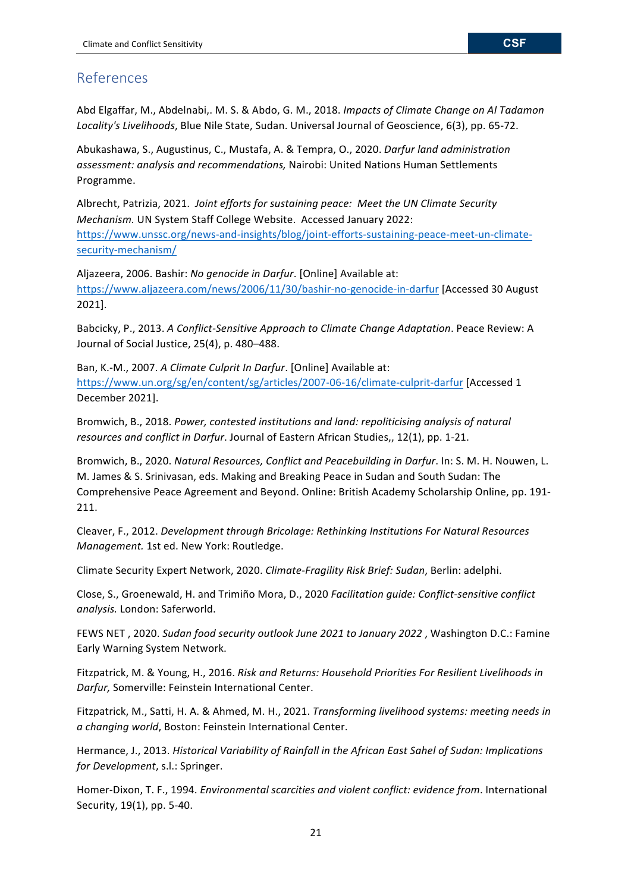## References

Abd Elgaffar, M., Abdelnabi,. M. S. & Abdo, G. M., 2018. *Impacts of Climate Change on Al Tadamon Locality's Livelihoods*, Blue Nile State, Sudan. Universal Journal of Geoscience, 6(3), pp. 65-72.

Abukashawa, S., Augustinus, C., Mustafa, A. & Tempra, O., 2020. *Darfur land administration assessment: analysis and recommendations,* Nairobi: United Nations Human Settlements Programme.

Albrecht, Patrizia, 2021. *Joint efforts for sustaining peace: Meet the UN Climate Security Mechanism.* UN System Staff College Website. Accessed January 2022: https://www.unssc.org/news-and-insights/blog/joint-efforts-sustaining-peace-meet-un-climate-security-mechanism/

Aljazeera, 2006. Bashir: *No genocide in Darfur*. [Online] Available at: https://www.aljazeera.com/news/2006/11/30/bashir-no-genocide-in-darfur [Accessed 30 August 2021].

Babcicky, P., 2013. *A Conflict-Sensitive Approach to Climate Change Adaptation*. Peace Review: A Journal of Social Justice, 25(4), p. 480–488.

Ban, K.-M., 2007. *A Climate Culprit In Darfur*. [Online] Available at: https://www.un.org/sg/en/content/sg/articles/2007-06-16/climate-culprit-darfur [Accessed 1 December 2021].

Bromwich, B., 2018. *Power, contested institutions and land: repoliticising analysis of natural resources and conflict in Darfur*. Journal of Eastern African Studies,, 12(1), pp. 1-21.

Bromwich, B., 2020. *Natural Resources, Conflict and Peacebuilding in Darfur*. In: S. M. H. Nouwen, L. M. James & S. Srinivasan, eds. Making and Breaking Peace in Sudan and South Sudan: The Comprehensive Peace Agreement and Beyond. Online: British Academy Scholarship Online, pp. 191-211.

Cleaver, F., 2012. *Development through Bricolage: Rethinking Institutions For Natural Resources Management.* 1st ed. New York: Routledge.

Climate Security Expert Network, 2020. *Climate-Fragility Risk Brief: Sudan*, Berlin: adelphi.

Close, S., Groenewald, H. and Trimiño Mora, D., 2020 *Facilitation guide: Conflict-sensitive conflict analysis.* London: Saferworld.

FEWS NET , 2020. *Sudan food security outlook June 2021 to January 2022* , Washington D.C.: Famine Early Warning System Network.

Fitzpatrick, M. & Young, H., 2016. *Risk and Returns: Household Priorities For Resilient Livelihoods in Darfur,* Somerville: Feinstein International Center.

Fitzpatrick, M., Satti, H. A. & Ahmed, M. H., 2021. *Transforming livelihood systems: meeting needs in a changing world*, Boston: Feinstein International Center.

Hermance, J., 2013. *Historical Variability of Rainfall in the African East Sahel of Sudan: Implications for Development*, s.l.: Springer.

Homer-Dixon, T. F., 1994. *Environmental scarcities and violent conflict: evidence from*. International Security, 19(1), pp. 5-40.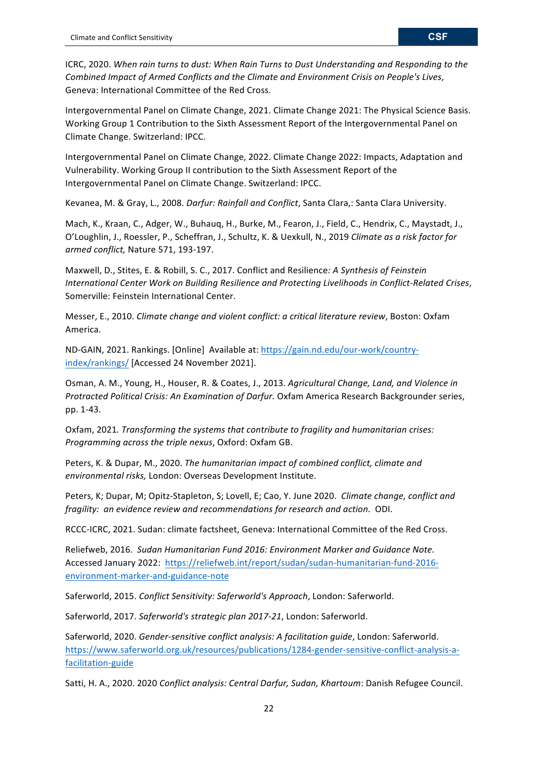ICRC, 2020. *When rain turns to dust: When Rain Turns to Dust Understanding and Responding to the Combined Impact of Armed Conflicts and the Climate and Environment Crisis on People's Lives*, Geneva: International Committee of the Red Cross.

Intergovernmental Panel on Climate Change, 2021. Climate Change 2021: The Physical Science Basis. Working Group 1 Contribution to the Sixth Assessment Report of the Intergovernmental Panel on Climate Change. Switzerland: IPCC.

Intergovernmental Panel on Climate Change, 2022. Climate Change 2022: Impacts, Adaptation and Vulnerability. Working Group II contribution to the Sixth Assessment Report of the Intergovernmental Panel on Climate Change. Switzerland: IPCC.

Kevanea, M. & Gray, L., 2008. *Darfur: Rainfall and Conflict*, Santa Clara,: Santa Clara University.

Mach, K., Kraan, C., Adger, W., Buhauq, H., Burke, M., Fearon, J., Field, C., Hendrix, C., Maystadt, J., O'Loughlin, J., Roessler, P., Scheffran, J., Schultz, K. & Uexkull, N., 2019 *Climate as a risk factor for armed conflict,* Nature 571, 193-197.

Maxwell, D., Stites, E. & Robill, S. C., 2017. Conflict and Resilience*: A Synthesis of Feinstein International Center Work on Building Resilience and Protecting Livelihoods in Conflict-Related Crises*, Somerville: Feinstein International Center.

Messer, E., 2010. *Climate change and violent conflict: a critical literature review*, Boston: Oxfam America.

ND-GAIN, 2021. Rankings. [Online] Available at: https://gain.nd.edu/our-work/country-index/rankings/ [Accessed 24 November 2021].

Osman, A. M., Young, H., Houser, R. & Coates, J., 2013. *Agricultural Change, Land, and Violence in Protracted Political Crisis: An Examination of Darfur.* Oxfam America Research Backgrounder series, pp. 1-43.

Oxfam, 2021*. Transforming the systems that contribute to fragility and humanitarian crises: Programming across the triple nexus*, Oxford: Oxfam GB.

Peters, K. & Dupar, M., 2020. *The humanitarian impact of combined conflict, climate and environmental risks,* London: Overseas Development Institute.

Peters, K; Dupar, M; Opitz-Stapleton, S; Lovell, E; Cao, Y. June 2020. *Climate change, conflict and fragility: an evidence review and recommendations for research and action.* ODI.

RCCC-ICRC, 2021. Sudan: climate factsheet, Geneva: International Committee of the Red Cross.

Reliefweb, 2016. *Sudan Humanitarian Fund 2016: Environment Marker and Guidance Note.* Accessed January 2022: https://reliefweb.int/report/sudan/sudan-humanitarian-fund-2016-environment-marker-and-guidance-note

Saferworld, 2015. *Conflict Sensitivity: Saferworld's Approach*, London: Saferworld.

Saferworld, 2017. *Saferworld's strategic plan 2017-21*, London: Saferworld.

Saferworld, 2020. *Gender-sensitive conflict analysis: A facilitation guide*, London: Saferworld. https://www.saferworld.org.uk/resources/publications/1284-gender-sensitive-conflict-analysis-a-facilitation-guide

Satti, H. A., 2020. 2020 *Conflict analysis: Central Darfur, Sudan, Khartoum*: Danish Refugee Council.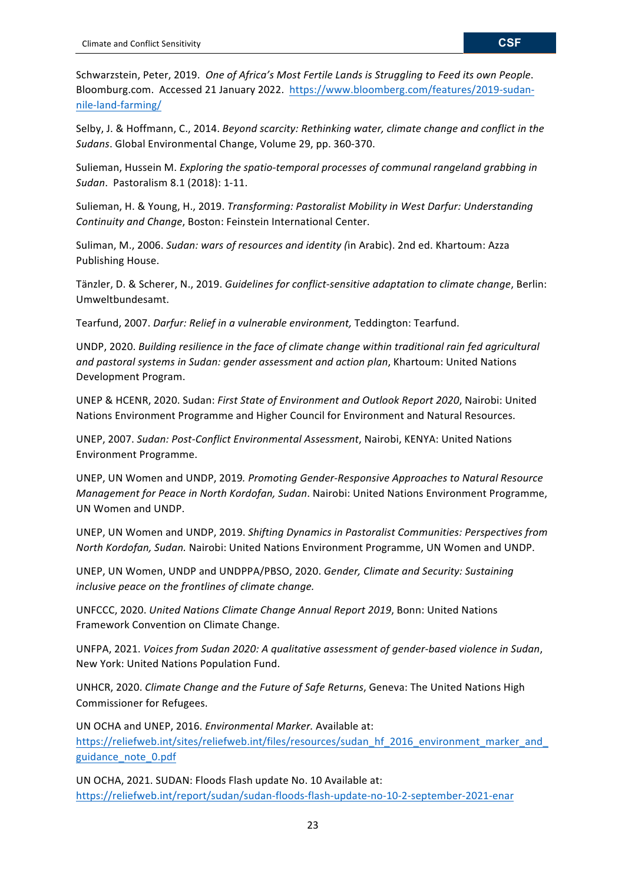Schwarzstein, Peter, 2019. *One of Africa's Most Fertile Lands is Struggling to Feed its own People*. Bloomburg.com. Accessed 21 January 2022. https://www.bloomberg.com/features/2019-sudan-nile-land-farming/

Selby, J. & Hoffmann, C., 2014. *Beyond scarcity: Rethinking water, climate change and conflict in the Sudans*. Global Environmental Change, Volume 29, pp. 360-370.

Sulieman, Hussein M. *Exploring the spatio-temporal processes of communal rangeland grabbing in Sudan*. Pastoralism 8.1 (2018): 1-11.

Sulieman, H. & Young, H., 2019. *Transforming: Pastoralist Mobility in West Darfur: Understanding Continuity and Change*, Boston: Feinstein International Center.

Suliman, M., 2006. *Sudan: wars of resources and identity (*in Arabic). 2nd ed. Khartoum: Azza Publishing House.

Tänzler, D. & Scherer, N., 2019. *Guidelines for conflict-sensitive adaptation to climate change*, Berlin: Umweltbundesamt.

Tearfund, 2007. *Darfur: Relief in a vulnerable environment,* Teddington: Tearfund.

UNDP, 2020. *Building resilience in the face of climate change within traditional rain fed agricultural and pastoral systems in Sudan: gender assessment and action plan*, Khartoum: United Nations Development Program.

UNEP & HCENR, 2020. Sudan: *First State of Environment and Outlook Report 2020*, Nairobi: United Nations Environment Programme and Higher Council for Environment and Natural Resources.

UNEP, 2007. *Sudan: Post-Conflict Environmental Assessment*, Nairobi, KENYA: United Nations Environment Programme.

UNEP, UN Women and UNDP, 2019*. Promoting Gender-Responsive Approaches to Natural Resource Management for Peace in North Kordofan, Sudan*. Nairobi: United Nations Environment Programme, UN Women and UNDP.

UNEP, UN Women and UNDP, 2019. *Shifting Dynamics in Pastoralist Communities: Perspectives from North Kordofan, Sudan.* Nairobi: United Nations Environment Programme, UN Women and UNDP.

UNEP, UN Women, UNDP and UNDPPA/PBSO, 2020. *Gender, Climate and Security: Sustaining inclusive peace on the frontlines of climate change.*

UNFCCC, 2020. *United Nations Climate Change Annual Report 2019*, Bonn: United Nations Framework Convention on Climate Change.

UNFPA, 2021. *Voices from Sudan 2020: A qualitative assessment of gender-based violence in Sudan*, New York: United Nations Population Fund.

UNHCR, 2020. *Climate Change and the Future of Safe Returns*, Geneva: The United Nations High Commissioner for Refugees.

UN OCHA and UNEP, 2016. *Environmental Marker.* Available at: https://reliefweb.int/sites/reliefweb.int/files/resources/sudan_hf_2016_environment_marker_and_guidance_note_0.pdf

UN OCHA, 2021. SUDAN: Floods Flash update No. 10 Available at: https://reliefweb.int/report/sudan/sudan-floods-flash-update-no-10-2-september-2021-enar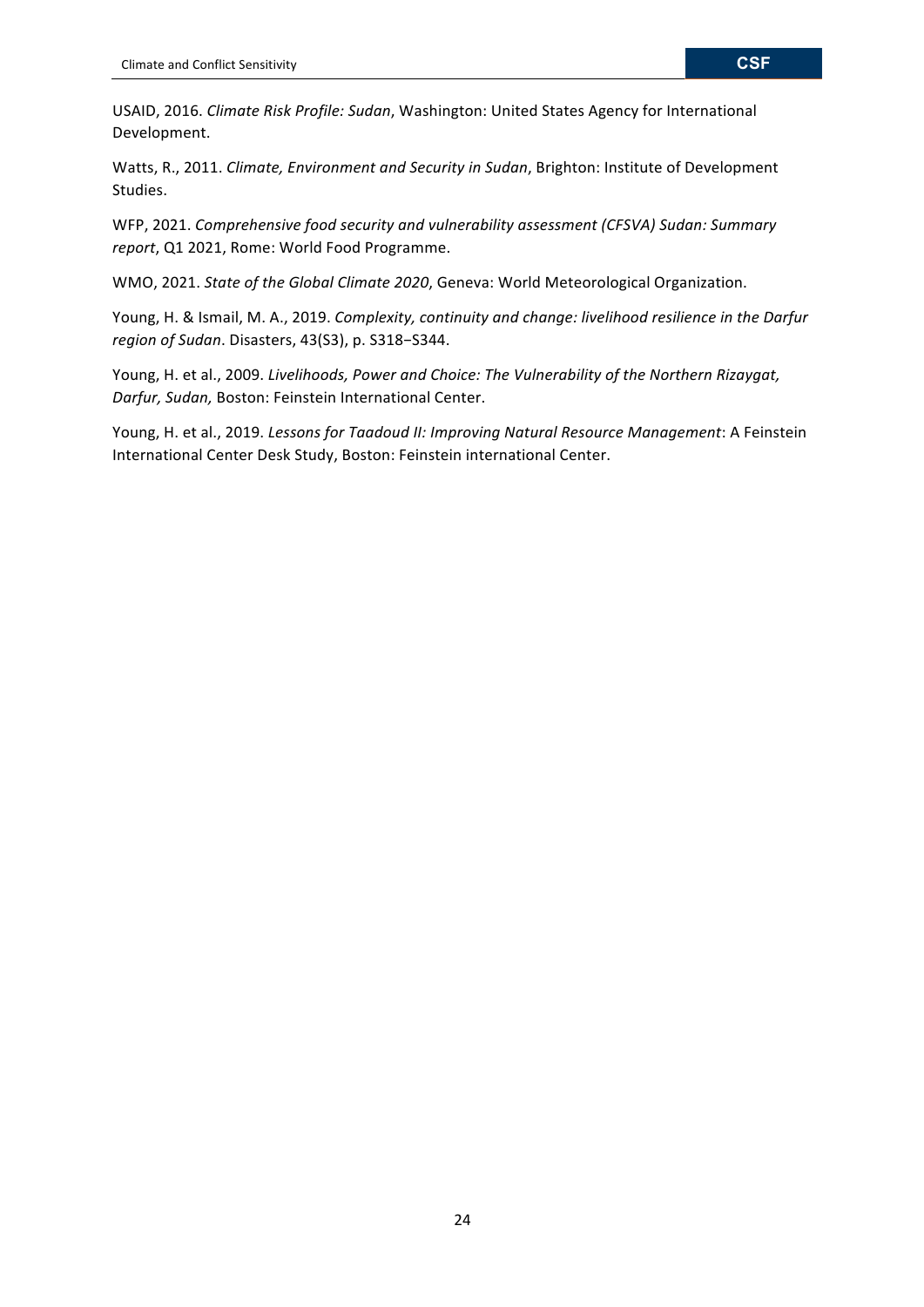USAID, 2016. *Climate Risk Profile: Sudan*, Washington: United States Agency for International Development.

Watts, R., 2011. *Climate, Environment and Security in Sudan*, Brighton: Institute of Development Studies.

WFP, 2021. *Comprehensive food security and vulnerability assessment (CFSVA) Sudan: Summary report*, Q1 2021, Rome: World Food Programme.

WMO, 2021. *State of the Global Climate 2020*, Geneva: World Meteorological Organization.

Young, H. & Ismail, M. A., 2019. *Complexity, continuity and change: livelihood resilience in the Darfur region of Sudan*. Disasters, 43(S3), p. S318–S344.

Young, H. et al., 2009. *Livelihoods, Power and Choice: The Vulnerability of the Northern Rizaygat, Darfur, Sudan,* Boston: Feinstein International Center.

Young, H. et al., 2019. *Lessons for Taadoud II: Improving Natural Resource Management*: A Feinstein International Center Desk Study, Boston: Feinstein international Center.